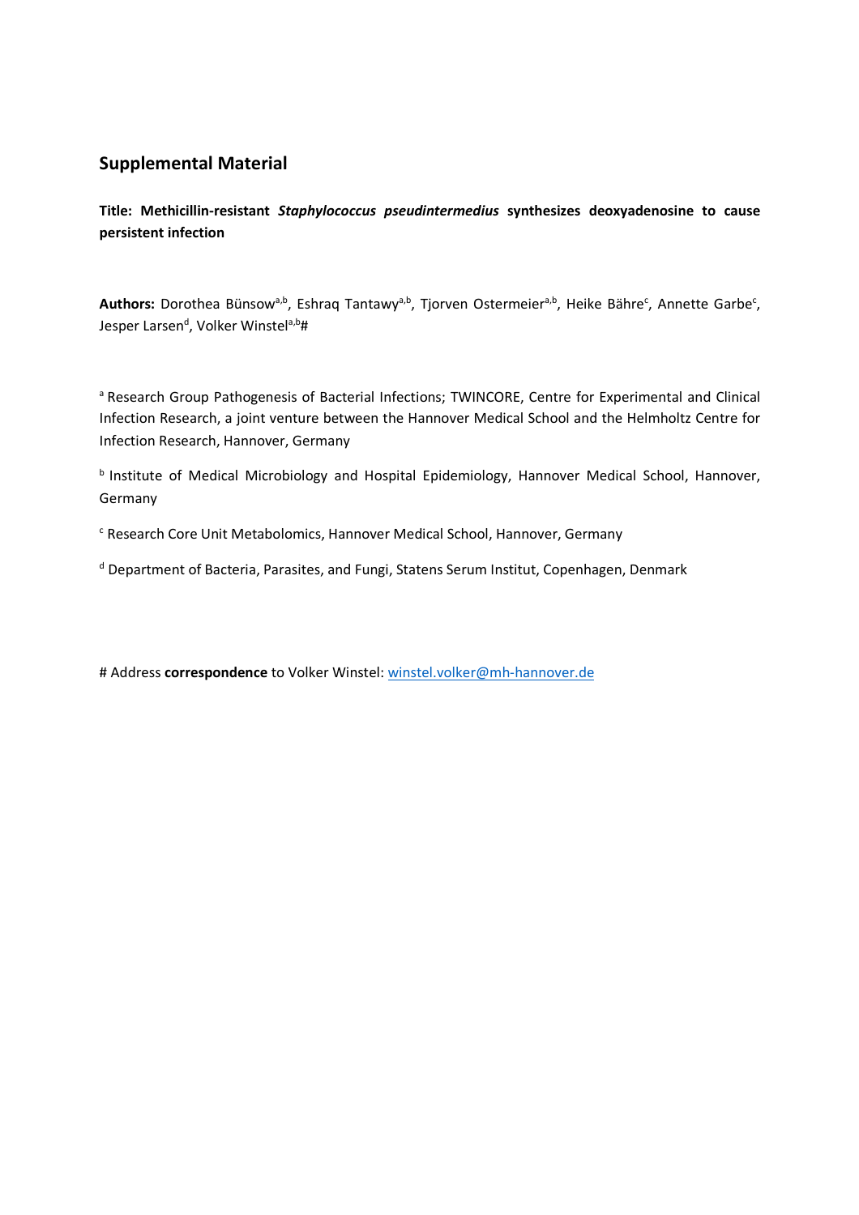## Supplemental Material

**Title: Methicillin-resistant *Staphylococcus pseudintermedius* synthesizes deoxyadenosine to cause persistent infection**

**Authors:** Dorothea Bünsow[a,b], Eshraq Tantawy[a,b], Tjorven Ostermeier[a,b], Heike Bähre[c], Annette Garbe[c], Jesper Larsen[d], Volker Winstel[a,b]#

[a] Research Group Pathogenesis of Bacterial Infections; TWINCORE, Centre for Experimental and Clinical Infection Research, a joint venture between the Hannover Medical School and the Helmholtz Centre for Infection Research, Hannover, Germany

[b] Institute of Medical Microbiology and Hospital Epidemiology, Hannover Medical School, Hannover, Germany

[c] Research Core Unit Metabolomics, Hannover Medical School, Hannover, Germany

[d] Department of Bacteria, Parasites, and Fungi, Statens Serum Institut, Copenhagen, Denmark

# Address **correspondence** to Volker Winstel: winstel.volker@mh-hannover.de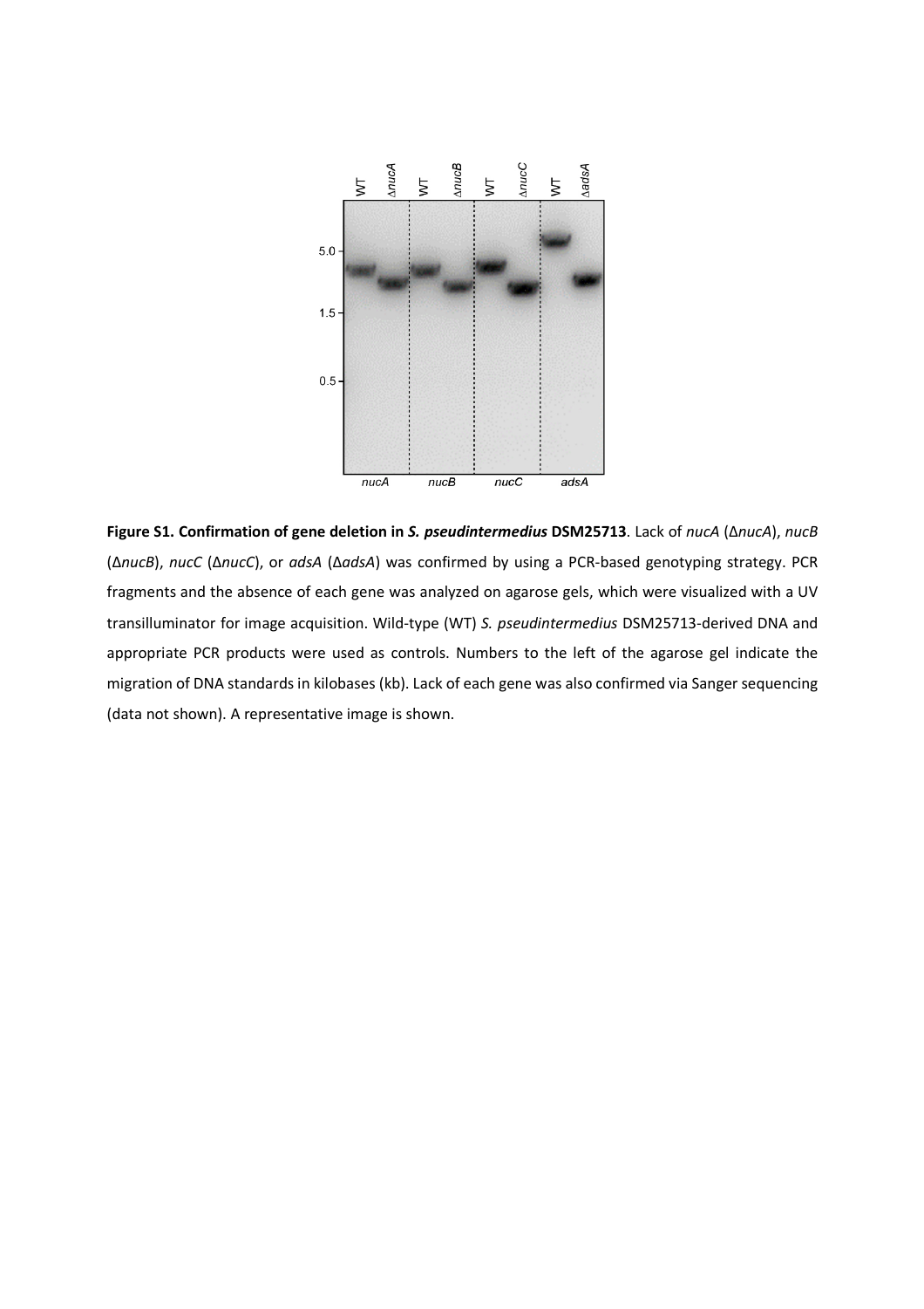**Figure S1. Confirmation of gene deletion in *S. pseudintermedius* DSM25713**. Lack of *nucA* (Δ*nucA*), *nucB* (Δ*nucB*), *nucC* (Δ*nucC*), or *adsA* (Δ*adsA*) was confirmed by using a PCR-based genotyping strategy. PCR fragments and the absence of each gene was analyzed on agarose gels, which were visualized with a UV transilluminator for image acquisition. Wild-type (WT) *S. pseudintermedius* DSM25713-derived DNA and appropriate PCR products were used as controls. Numbers to the left of the agarose gel indicate the migration of DNA standards in kilobases (kb). Lack of each gene was also confirmed via Sanger sequencing (data not shown). A representative image is shown.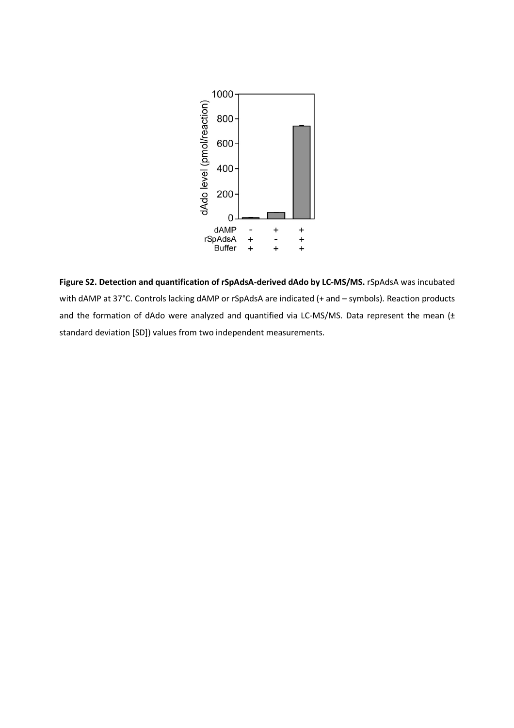**Figure S2. Detection and quantification of rSpAdsA-derived dAdo by LC-MS/MS.** rSpAdsA was incubated with dAMP at 37°C. Controls lacking dAMP or rSpAdsA are indicated (+ and – symbols). Reaction products and the formation of dAdo were analyzed and quantified via LC-MS/MS. Data represent the mean (± standard deviation [SD]) values from two independent measurements.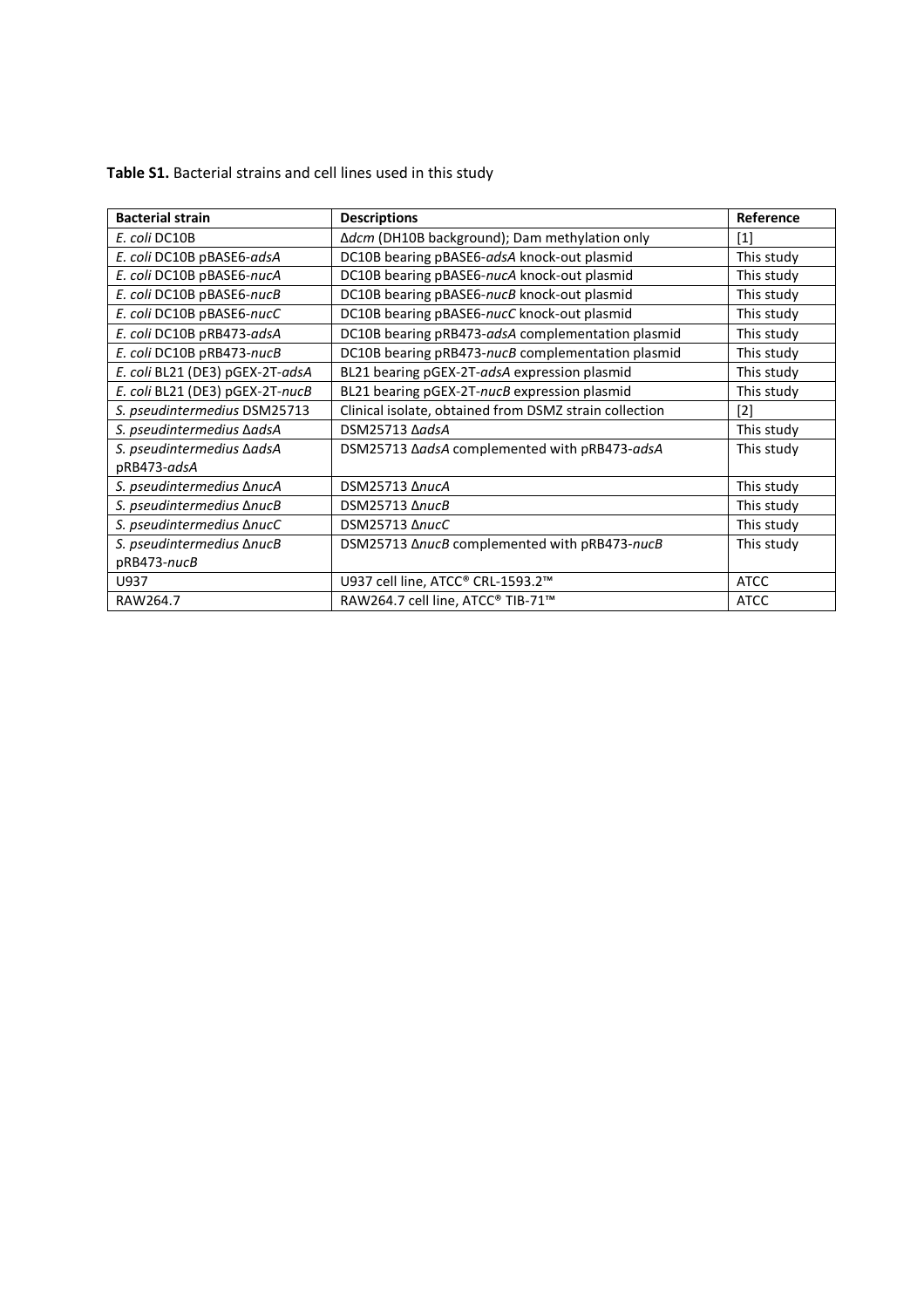**Table S1.** Bacterial strains and cell lines used in this study

| Bacterial strain | Descriptions | Reference |
| --- | --- | --- |
| *E. coli* DC10B | Δ*dcm* (DH10B background); Dam methylation only | [1] |
| *E. coli* DC10B pBASE6-*adsA* | DC10B bearing pBASE6-*adsA* knock-out plasmid | This study |
| *E. coli* DC10B pBASE6-*nucA* | DC10B bearing pBASE6-*nucA* knock-out plasmid | This study |
| *E. coli* DC10B pBASE6-*nucB* | DC10B bearing pBASE6-*nucB* knock-out plasmid | This study |
| *E. coli* DC10B pBASE6-*nucC* | DC10B bearing pBASE6-*nucC* knock-out plasmid | This study |
| *E. coli* DC10B pRB473-*adsA* | DC10B bearing pRB473-*adsA* complementation plasmid | This study |
| *E. coli* DC10B pRB473-*nucB* | DC10B bearing pRB473-*nucB* complementation plasmid | This study |
| *E. coli* BL21 (DE3) pGEX-2T-*adsA* | BL21 bearing pGEX-2T-*adsA* expression plasmid | This study |
| *E. coli* BL21 (DE3) pGEX-2T-*nucB* | BL21 bearing pGEX-2T-*nucB* expression plasmid | This study |
| *S. pseudintermedius* DSM25713 | Clinical isolate, obtained from DSMZ strain collection | [2] |
| *S. pseudintermedius* Δ*adsA* | DSM25713 Δ*adsA* | This study |
| *S. pseudintermedius* Δ*adsA* pRB473-*adsA* | DSM25713 Δ*adsA* complemented with pRB473-*adsA* | This study |
| *S. pseudintermedius* Δ*nucA* | DSM25713 Δ*nucA* | This study |
| *S. pseudintermedius* Δ*nucB* | DSM25713 Δ*nucB* | This study |
| *S. pseudintermedius* Δ*nucC* | DSM25713 Δ*nucC* | This study |
| *S. pseudintermedius* Δ*nucB* pRB473-*nucB* | DSM25713 Δ*nucB* complemented with pRB473-*nucB* | This study |
| U937 | U937 cell line, ATCC® CRL-1593.2™ | ATCC |
| RAW264.7 | RAW264.7 cell line, ATCC® TIB-71™ | ATCC |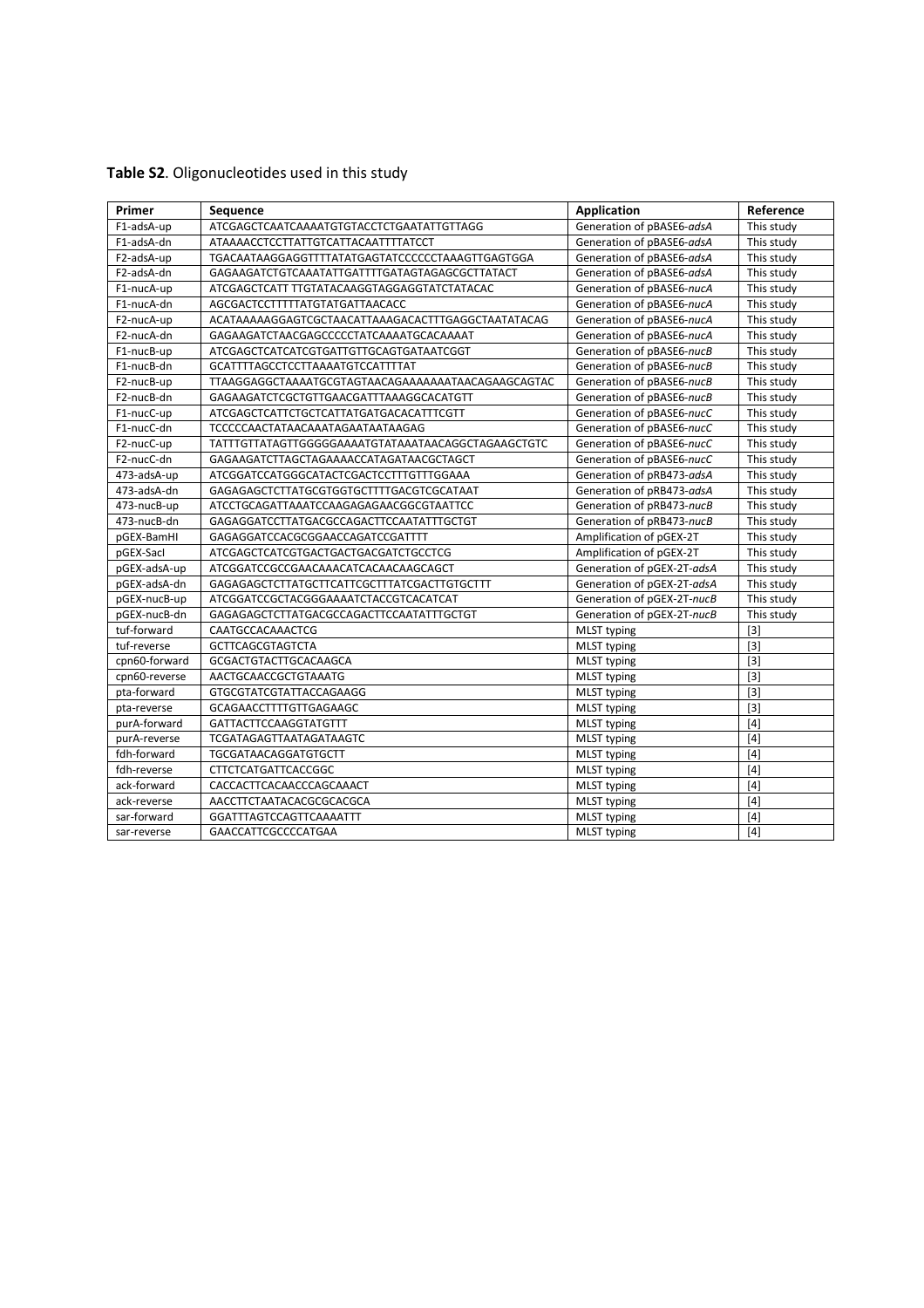**Table S2**. Oligonucleotides used in this study

| Primer | Sequence | Application | Reference |
|---|---|---|---|
| F1-adsA-up | ATCGAGCTCAATCAAAATGTGTACCTCTGAATATTGTTAGG | Generation of pBASE6-*adsA* | This study |
| F1-adsA-dn | ATAAAACCTCCTTATTGTCATTACAATTTTATCCT | Generation of pBASE6-*adsA* | This study |
| F2-adsA-up | TGACAATAAGGAGGTTTTATATGAGTATCCCCCCTAAAGTTGAGTGGA | Generation of pBASE6-*adsA* | This study |
| F2-adsA-dn | GAGAAGATCTGTCAAATATTGATTTTGATAGTAGAGCGCTTATACT | Generation of pBASE6-*adsA* | This study |
| F1-nucA-up | ATCGAGCTCATT TTGTATACAAGGTAGGAGGTATCTATACAC | Generation of pBASE6-*nucA* | This study |
| F1-nucA-dn | AGCGACTCCTTTTTATGTATGATTAACACC | Generation of pBASE6-*nucA* | This study |
| F2-nucA-up | ACATAAAAAGGAGTCGCTAACATTAAAGACACTTTGAGGCTAATATACAG | Generation of pBASE6-*nucA* | This study |
| F2-nucA-dn | GAGAAGATCTAACGAGCCCCCTATCAAAATGCACAAAAT | Generation of pBASE6-*nucA* | This study |
| F1-nucB-up | ATCGAGCTCATCATCGTGATTGTTGCAGTGATAATCGGT | Generation of pBASE6-*nucB* | This study |
| F1-nucB-dn | GCATTTTAGCCTCCTTAAAATGTCCATTTTAT | Generation of pBASE6-*nucB* | This study |
| F2-nucB-up | TTAAGGAGGCTAAAATGCGTAGTAACAGAAAAAAATAACAGAAGCAGTAC | Generation of pBASE6-*nucB* | This study |
| F2-nucB-dn | GAGAAGATCTCGCTGTTGAACGATTTAAAGGCACATGTT | Generation of pBASE6-*nucB* | This study |
| F1-nucC-up | ATCGAGCTCATTCTGCTCATTATGATGACACATTTCGTT | Generation of pBASE6-*nucC* | This study |
| F1-nucC-dn | TCCCCCAACTATAACAAATAGAATAATAAGAG | Generation of pBASE6-*nucC* | This study |
| F2-nucC-up | TATTTGTTATAGTTGGGGGAAAATGTATAAATAACAGGCTAGAAGCTGTC | Generation of pBASE6-*nucC* | This study |
| F2-nucC-dn | GAGAAGATCTTAGCTAGAAAACCATAGATAACGCTAGCT | Generation of pBASE6-*nucC* | This study |
| 473-adsA-up | ATCGGATCCATGGGCATACTCGACTCCTTTGTTTGGAAA | Generation of pRB473-*adsA* | This study |
| 473-adsA-dn | GAGAGAGCTCTTATGCGTGGTGCTTTTGACGTCGCATAAT | Generation of pRB473-*adsA* | This study |
| 473-nucB-up | ATCCTGCAGATTAAATCCAAGAGAGAACGGCGTAATTCC | Generation of pRB473-*nucB* | This study |
| 473-nucB-dn | GAGAGGATCCTTATGACGCCAGACTTCCAATATTTGCTGT | Generation of pRB473-*nucB* | This study |
| pGEX-BamHI | GAGAGGATCCACGCGGAACCAGATCCGATTTT | Amplification of pGEX-2T | This study |
| pGEX-SacI | ATCGAGCTCATCGTGACTGACTGACGATCTGCCTCG | Amplification of pGEX-2T | This study |
| pGEX-adsA-up | ATCGGATCCGCCGAACAAACATCACAACAAGCAGCT | Generation of pGEX-2T-*adsA* | This study |
| pGEX-adsA-dn | GAGAGAGCTCTTATGCTTCATTCGCTTTATCGACTTGTGCTTT | Generation of pGEX-2T-*adsA* | This study |
| pGEX-nucB-up | ATCGGATCCGCTACGGGAAAATCTACCGTCACATCAT | Generation of pGEX-2T-*nucB* | This study |
| pGEX-nucB-dn | GAGAGAGCTCTTATGACGCCAGACTTCCAATATTTGCTGT | Generation of pGEX-2T-*nucB* | This study |
| tuf-forward | CAATGCCACAAACTCG | MLST typing | [3] |
| tuf-reverse | GCTTCAGCGTAGTCTA | MLST typing | [3] |
| cpn60-forward | GCGACTGTACTTGCACAAGCA | MLST typing | [3] |
| cpn60-reverse | AACTGCAACCGCTGTAAATG | MLST typing | [3] |
| pta-forward | GTGCGTATCGTATTACCAGAAGG | MLST typing | [3] |
| pta-reverse | GCAGAACCTTTTGTTGAGAAGC | MLST typing | [3] |
| purA-forward | GATTACTTCCAAGGTATGTTT | MLST typing | [4] |
| purA-reverse | TCGATAGAGTTAATAGATAAGTC | MLST typing | [4] |
| fdh-forward | TGCGATAACAGGATGTGCTT | MLST typing | [4] |
| fdh-reverse | CTTCTCATGATTCACCGGC | MLST typing | [4] |
| ack-forward | CACCACTTCACAACCCAGCAAACT | MLST typing | [4] |
| ack-reverse | AACCTTCTAATACACGCGCACGCA | MLST typing | [4] |
| sar-forward | GGATTTAGTCCAGTTCAAAATTT | MLST typing | [4] |
| sar-reverse | GAACCATTCGCCCCATGAA | MLST typing | [4] |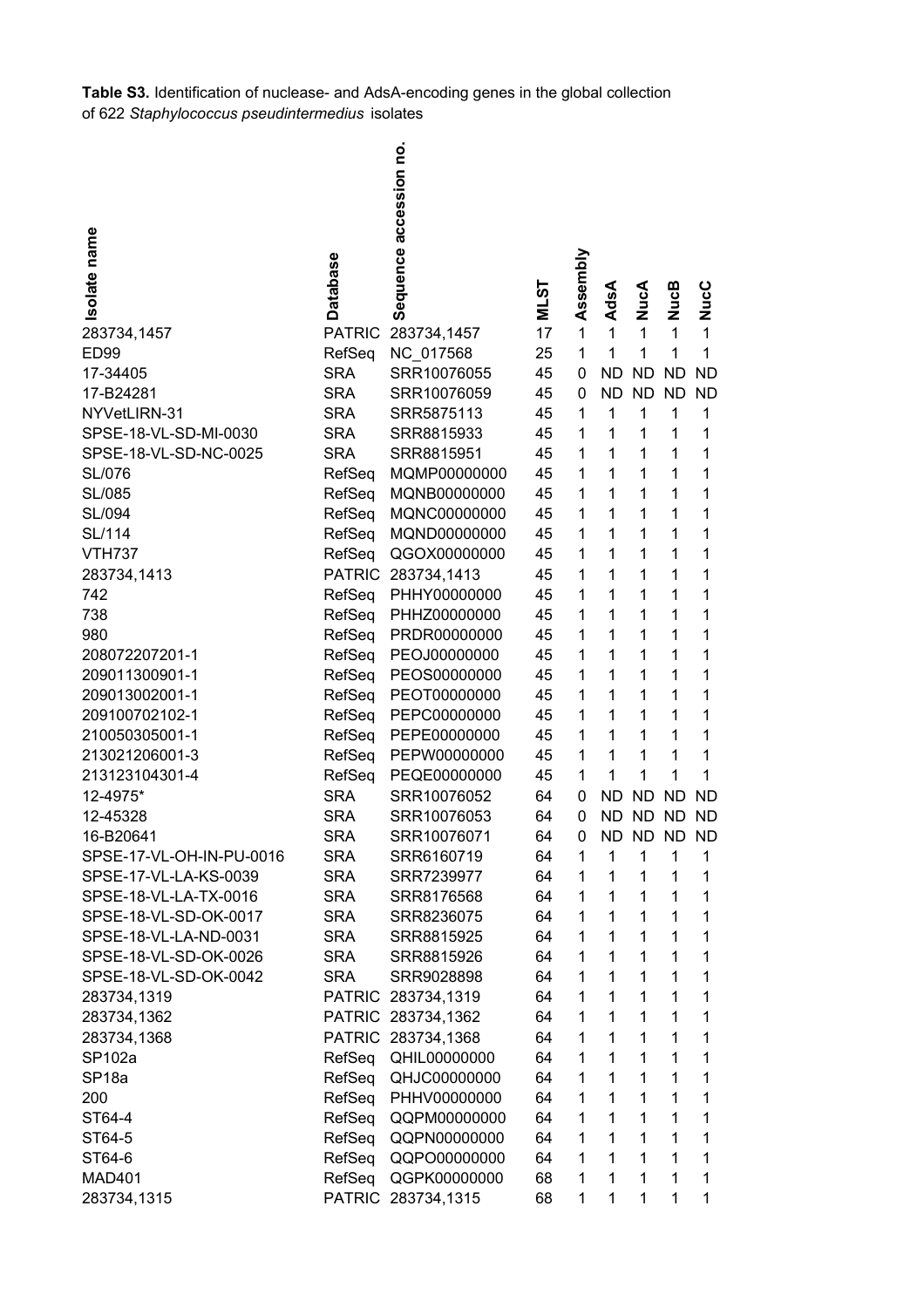**Table S3.** Identification of nuclease- and AdsA-encoding genes in the global collection of 622 *Staphylococcus pseudintermedius* isolates

| Isolate name | Database | Sequence accession no. | MLST | Assembly | AdsA | NucA | NucB | NucC |
|---|---|---|---|---|---|---|---|---|
| 283734,1457 | PATRIC | 283734,1457 | 17 | 1 | 1 | 1 | 1 | 1 |
| ED99 | RefSeq | NC_017568 | 25 | 1 | 1 | 1 | 1 | 1 |
| 17-34405 | SRA | SRR10076055 | 45 | 0 | ND | ND | ND | ND |
| 17-B24281 | SRA | SRR10076059 | 45 | 0 | ND | ND | ND | ND |
| NYVetLIRN-31 | SRA | SRR5875113 | 45 | 1 | 1 | 1 | 1 | 1 |
| SPSE-18-VL-SD-MI-0030 | SRA | SRR8815933 | 45 | 1 | 1 | 1 | 1 | 1 |
| SPSE-18-VL-SD-NC-0025 | SRA | SRR8815951 | 45 | 1 | 1 | 1 | 1 | 1 |
| SL/076 | RefSeq | MQMP00000000 | 45 | 1 | 1 | 1 | 1 | 1 |
| SL/085 | RefSeq | MQNB00000000 | 45 | 1 | 1 | 1 | 1 | 1 |
| SL/094 | RefSeq | MQNC00000000 | 45 | 1 | 1 | 1 | 1 | 1 |
| SL/114 | RefSeq | MQND00000000 | 45 | 1 | 1 | 1 | 1 | 1 |
| VTH737 | RefSeq | QGOX00000000 | 45 | 1 | 1 | 1 | 1 | 1 |
| 283734,1413 | PATRIC | 283734,1413 | 45 | 1 | 1 | 1 | 1 | 1 |
| 742 | RefSeq | PHHY00000000 | 45 | 1 | 1 | 1 | 1 | 1 |
| 738 | RefSeq | PHHZ00000000 | 45 | 1 | 1 | 1 | 1 | 1 |
| 980 | RefSeq | PRDR00000000 | 45 | 1 | 1 | 1 | 1 | 1 |
| 208072207201-1 | RefSeq | PEOJ00000000 | 45 | 1 | 1 | 1 | 1 | 1 |
| 209011300901-1 | RefSeq | PEOS00000000 | 45 | 1 | 1 | 1 | 1 | 1 |
| 209013002001-1 | RefSeq | PEOT00000000 | 45 | 1 | 1 | 1 | 1 | 1 |
| 209100702102-1 | RefSeq | PEPC00000000 | 45 | 1 | 1 | 1 | 1 | 1 |
| 210050305001-1 | RefSeq | PEPE00000000 | 45 | 1 | 1 | 1 | 1 | 1 |
| 213021206001-3 | RefSeq | PEPW00000000 | 45 | 1 | 1 | 1 | 1 | 1 |
| 213123104301-4 | RefSeq | PEQE00000000 | 45 | 1 | 1 | 1 | 1 | 1 |
| 12-4975* | SRA | SRR10076052 | 64 | 0 | ND | ND | ND | ND |
| 12-45328 | SRA | SRR10076053 | 64 | 0 | ND | ND | ND | ND |
| 16-B20641 | SRA | SRR10076071 | 64 | 0 | ND | ND | ND | ND |
| SPSE-17-VL-OH-IN-PU-0016 | SRA | SRR6160719 | 64 | 1 | 1 | 1 | 1 | 1 |
| SPSE-17-VL-LA-KS-0039 | SRA | SRR7239977 | 64 | 1 | 1 | 1 | 1 | 1 |
| SPSE-18-VL-LA-TX-0016 | SRA | SRR8176568 | 64 | 1 | 1 | 1 | 1 | 1 |
| SPSE-18-VL-SD-OK-0017 | SRA | SRR8236075 | 64 | 1 | 1 | 1 | 1 | 1 |
| SPSE-18-VL-LA-ND-0031 | SRA | SRR8815925 | 64 | 1 | 1 | 1 | 1 | 1 |
| SPSE-18-VL-SD-OK-0026 | SRA | SRR8815926 | 64 | 1 | 1 | 1 | 1 | 1 |
| SPSE-18-VL-SD-OK-0042 | SRA | SRR9028898 | 64 | 1 | 1 | 1 | 1 | 1 |
| 283734,1319 | PATRIC | 283734,1319 | 64 | 1 | 1 | 1 | 1 | 1 |
| 283734,1362 | PATRIC | 283734,1362 | 64 | 1 | 1 | 1 | 1 | 1 |
| 283734,1368 | PATRIC | 283734,1368 | 64 | 1 | 1 | 1 | 1 | 1 |
| SP102a | RefSeq | QHIL00000000 | 64 | 1 | 1 | 1 | 1 | 1 |
| SP18a | RefSeq | QHJC00000000 | 64 | 1 | 1 | 1 | 1 | 1 |
| 200 | RefSeq | PHHV00000000 | 64 | 1 | 1 | 1 | 1 | 1 |
| ST64-4 | RefSeq | QQPM00000000 | 64 | 1 | 1 | 1 | 1 | 1 |
| ST64-5 | RefSeq | QQPN00000000 | 64 | 1 | 1 | 1 | 1 | 1 |
| ST64-6 | RefSeq | QQPO00000000 | 64 | 1 | 1 | 1 | 1 | 1 |
| MAD401 | RefSeq | QGPK00000000 | 68 | 1 | 1 | 1 | 1 | 1 |
| 283734,1315 | PATRIC | 283734,1315 | 68 | 1 | 1 | 1 | 1 | 1 |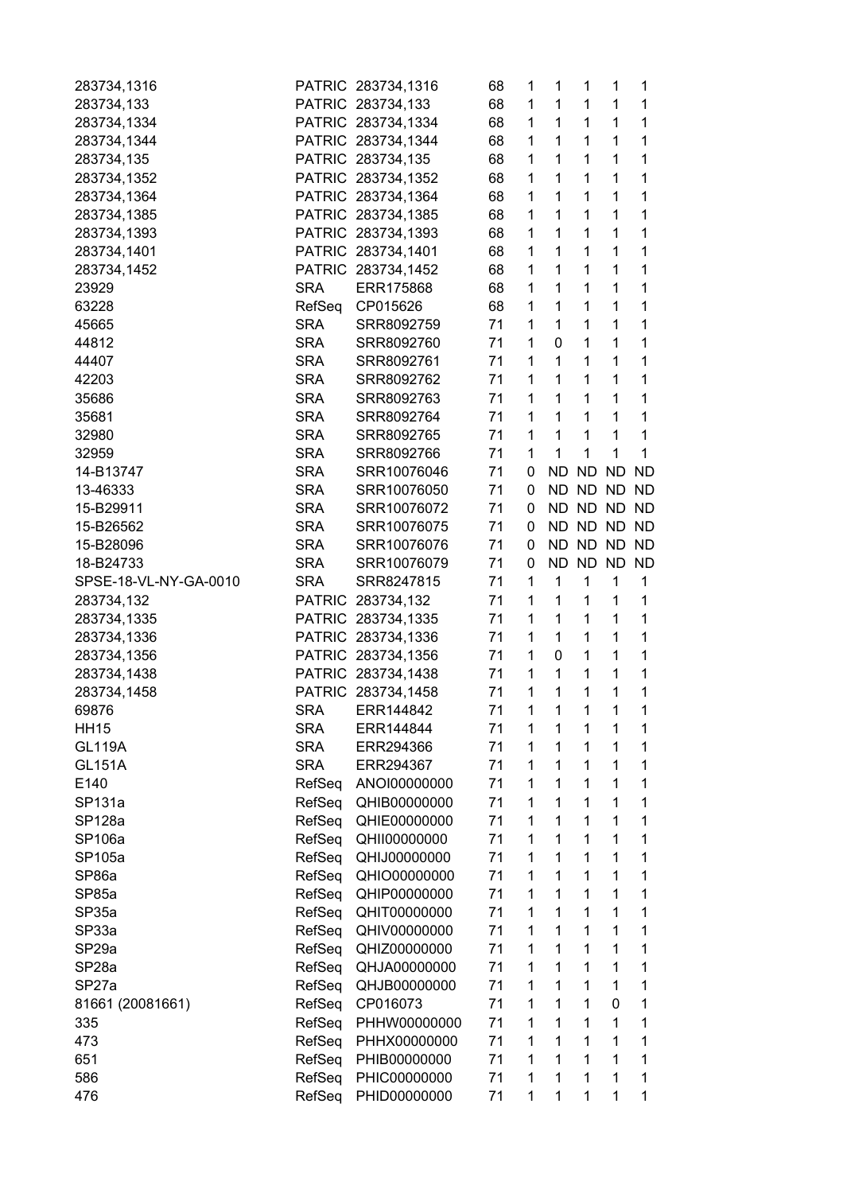| | | | | | | | | |
|---|---|---|---|---|---|---|---|---|
| 283734,1316 | PATRIC | 283734,1316 | 68 | 1 | 1 | 1 | 1 | 1 |
| 283734,133 | PATRIC | 283734,133 | 68 | 1 | 1 | 1 | 1 | 1 |
| 283734,1334 | PATRIC | 283734,1334 | 68 | 1 | 1 | 1 | 1 | 1 |
| 283734,1344 | PATRIC | 283734,1344 | 68 | 1 | 1 | 1 | 1 | 1 |
| 283734,135 | PATRIC | 283734,135 | 68 | 1 | 1 | 1 | 1 | 1 |
| 283734,1352 | PATRIC | 283734,1352 | 68 | 1 | 1 | 1 | 1 | 1 |
| 283734,1364 | PATRIC | 283734,1364 | 68 | 1 | 1 | 1 | 1 | 1 |
| 283734,1385 | PATRIC | 283734,1385 | 68 | 1 | 1 | 1 | 1 | 1 |
| 283734,1393 | PATRIC | 283734,1393 | 68 | 1 | 1 | 1 | 1 | 1 |
| 283734,1401 | PATRIC | 283734,1401 | 68 | 1 | 1 | 1 | 1 | 1 |
| 283734,1452 | PATRIC | 283734,1452 | 68 | 1 | 1 | 1 | 1 | 1 |
| 23929 | SRA | ERR175868 | 68 | 1 | 1 | 1 | 1 | 1 |
| 63228 | RefSeq | CP015626 | 68 | 1 | 1 | 1 | 1 | 1 |
| 45665 | SRA | SRR8092759 | 71 | 1 | 1 | 1 | 1 | 1 |
| 44812 | SRA | SRR8092760 | 71 | 1 | 0 | 1 | 1 | 1 |
| 44407 | SRA | SRR8092761 | 71 | 1 | 1 | 1 | 1 | 1 |
| 42203 | SRA | SRR8092762 | 71 | 1 | 1 | 1 | 1 | 1 |
| 35686 | SRA | SRR8092763 | 71 | 1 | 1 | 1 | 1 | 1 |
| 35681 | SRA | SRR8092764 | 71 | 1 | 1 | 1 | 1 | 1 |
| 32980 | SRA | SRR8092765 | 71 | 1 | 1 | 1 | 1 | 1 |
| 32959 | SRA | SRR8092766 | 71 | 1 | 1 | 1 | 1 | 1 |
| 14-B13747 | SRA | SRR10076046 | 71 | 0 | ND | ND | ND | ND |
| 13-46333 | SRA | SRR10076050 | 71 | 0 | ND | ND | ND | ND |
| 15-B29911 | SRA | SRR10076072 | 71 | 0 | ND | ND | ND | ND |
| 15-B26562 | SRA | SRR10076075 | 71 | 0 | ND | ND | ND | ND |
| 15-B28096 | SRA | SRR10076076 | 71 | 0 | ND | ND | ND | ND |
| 18-B24733 | SRA | SRR10076079 | 71 | 0 | ND | ND | ND | ND |
| SPSE-18-VL-NY-GA-0010 | SRA | SRR8247815 | 71 | 1 | 1 | 1 | 1 | 1 |
| 283734,132 | PATRIC | 283734,132 | 71 | 1 | 1 | 1 | 1 | 1 |
| 283734,1335 | PATRIC | 283734,1335 | 71 | 1 | 1 | 1 | 1 | 1 |
| 283734,1336 | PATRIC | 283734,1336 | 71 | 1 | 1 | 1 | 1 | 1 |
| 283734,1356 | PATRIC | 283734,1356 | 71 | 1 | 0 | 1 | 1 | 1 |
| 283734,1438 | PATRIC | 283734,1438 | 71 | 1 | 1 | 1 | 1 | 1 |
| 283734,1458 | PATRIC | 283734,1458 | 71 | 1 | 1 | 1 | 1 | 1 |
| 69876 | SRA | ERR144842 | 71 | 1 | 1 | 1 | 1 | 1 |
| HH15 | SRA | ERR144844 | 71 | 1 | 1 | 1 | 1 | 1 |
| GL119A | SRA | ERR294366 | 71 | 1 | 1 | 1 | 1 | 1 |
| GL151A | SRA | ERR294367 | 71 | 1 | 1 | 1 | 1 | 1 |
| E140 | RefSeq | ANOI00000000 | 71 | 1 | 1 | 1 | 1 | 1 |
| SP131a | RefSeq | QHIB00000000 | 71 | 1 | 1 | 1 | 1 | 1 |
| SP128a | RefSeq | QHIE00000000 | 71 | 1 | 1 | 1 | 1 | 1 |
| SP106a | RefSeq | QHII00000000 | 71 | 1 | 1 | 1 | 1 | 1 |
| SP105a | RefSeq | QHIJ00000000 | 71 | 1 | 1 | 1 | 1 | 1 |
| SP86a | RefSeq | QHIO00000000 | 71 | 1 | 1 | 1 | 1 | 1 |
| SP85a | RefSeq | QHIP00000000 | 71 | 1 | 1 | 1 | 1 | 1 |
| SP35a | RefSeq | QHIT00000000 | 71 | 1 | 1 | 1 | 1 | 1 |
| SP33a | RefSeq | QHIV00000000 | 71 | 1 | 1 | 1 | 1 | 1 |
| SP29a | RefSeq | QHIZ00000000 | 71 | 1 | 1 | 1 | 1 | 1 |
| SP28a | RefSeq | QHJA00000000 | 71 | 1 | 1 | 1 | 1 | 1 |
| SP27a | RefSeq | QHJB00000000 | 71 | 1 | 1 | 1 | 1 | 1 |
| 81661 (20081661) | RefSeq | CP016073 | 71 | 1 | 1 | 1 | 0 | 1 |
| 335 | RefSeq | PHHW00000000 | 71 | 1 | 1 | 1 | 1 | 1 |
| 473 | RefSeq | PHHX00000000 | 71 | 1 | 1 | 1 | 1 | 1 |
| 651 | RefSeq | PHIB00000000 | 71 | 1 | 1 | 1 | 1 | 1 |
| 586 | RefSeq | PHIC00000000 | 71 | 1 | 1 | 1 | 1 | 1 |
| 476 | RefSeq | PHID00000000 | 71 | 1 | 1 | 1 | 1 | 1 |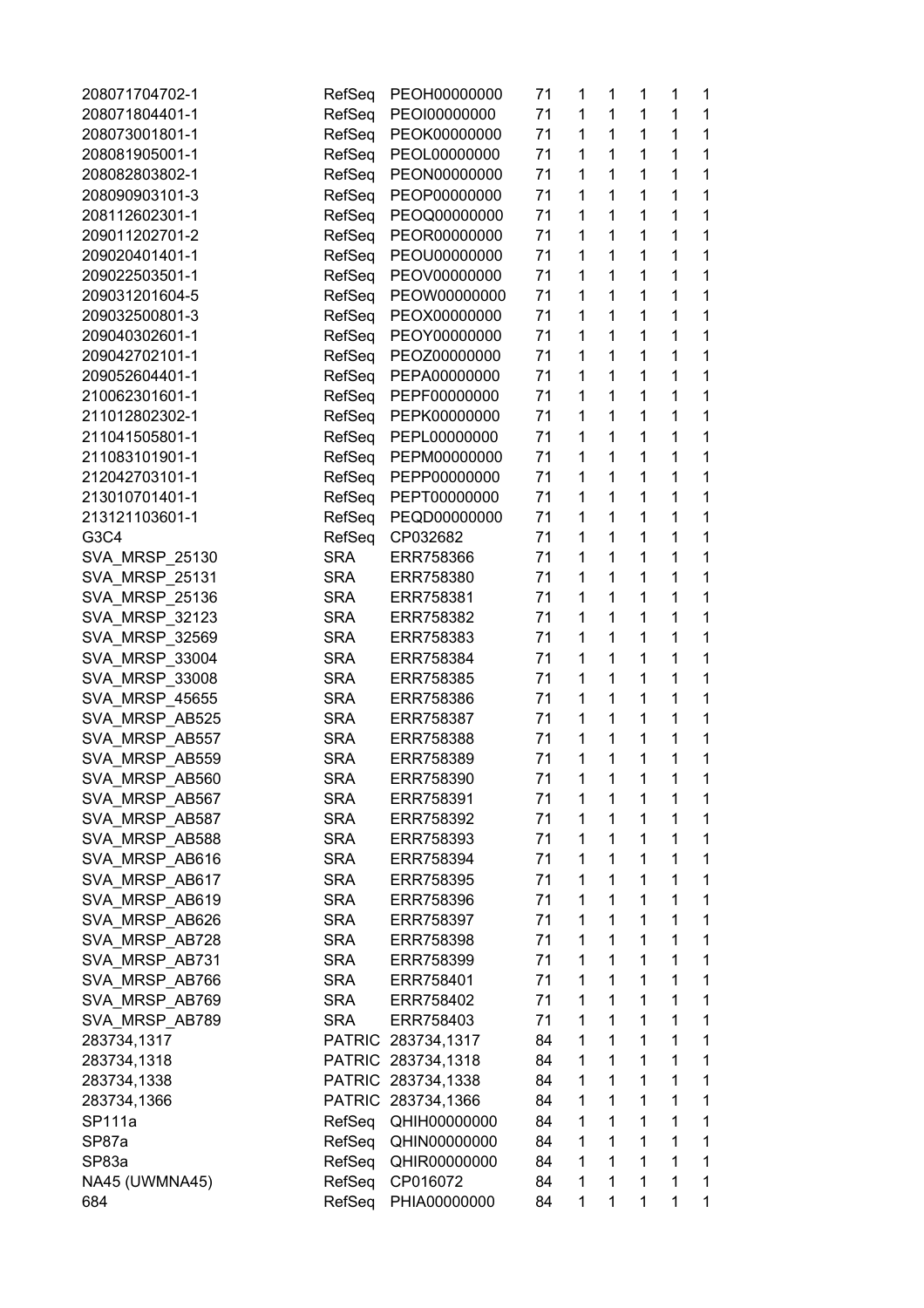| | | | | | | | | |
|---|---|---|---|---|---|---|---|---|
| 208071704702-1 | RefSeq | PEOH00000000 | 71 | 1 | 1 | 1 | 1 | 1 |
| 208071804401-1 | RefSeq | PEOI00000000 | 71 | 1 | 1 | 1 | 1 | 1 |
| 208073001801-1 | RefSeq | PEOK00000000 | 71 | 1 | 1 | 1 | 1 | 1 |
| 208081905001-1 | RefSeq | PEOL00000000 | 71 | 1 | 1 | 1 | 1 | 1 |
| 208082803802-1 | RefSeq | PEON00000000 | 71 | 1 | 1 | 1 | 1 | 1 |
| 208090903101-3 | RefSeq | PEOP00000000 | 71 | 1 | 1 | 1 | 1 | 1 |
| 208112602301-1 | RefSeq | PEOQ00000000 | 71 | 1 | 1 | 1 | 1 | 1 |
| 209011202701-2 | RefSeq | PEOR00000000 | 71 | 1 | 1 | 1 | 1 | 1 |
| 209020401401-1 | RefSeq | PEOU00000000 | 71 | 1 | 1 | 1 | 1 | 1 |
| 209022503501-1 | RefSeq | PEOV00000000 | 71 | 1 | 1 | 1 | 1 | 1 |
| 209031201604-5 | RefSeq | PEOW00000000 | 71 | 1 | 1 | 1 | 1 | 1 |
| 209032500801-3 | RefSeq | PEOX00000000 | 71 | 1 | 1 | 1 | 1 | 1 |
| 209040302601-1 | RefSeq | PEOY00000000 | 71 | 1 | 1 | 1 | 1 | 1 |
| 209042702101-1 | RefSeq | PEOZ00000000 | 71 | 1 | 1 | 1 | 1 | 1 |
| 209052604401-1 | RefSeq | PEPA00000000 | 71 | 1 | 1 | 1 | 1 | 1 |
| 210062301601-1 | RefSeq | PEPF00000000 | 71 | 1 | 1 | 1 | 1 | 1 |
| 211012802302-1 | RefSeq | PEPK00000000 | 71 | 1 | 1 | 1 | 1 | 1 |
| 211041505801-1 | RefSeq | PEPL00000000 | 71 | 1 | 1 | 1 | 1 | 1 |
| 211083101901-1 | RefSeq | PEPM00000000 | 71 | 1 | 1 | 1 | 1 | 1 |
| 212042703101-1 | RefSeq | PEPP00000000 | 71 | 1 | 1 | 1 | 1 | 1 |
| 213010701401-1 | RefSeq | PEPT00000000 | 71 | 1 | 1 | 1 | 1 | 1 |
| 213121103601-1 | RefSeq | PEQD00000000 | 71 | 1 | 1 | 1 | 1 | 1 |
| G3C4 | RefSeq | CP032682 | 71 | 1 | 1 | 1 | 1 | 1 |
| SVA_MRSP_25130 | SRA | ERR758366 | 71 | 1 | 1 | 1 | 1 | 1 |
| SVA_MRSP_25131 | SRA | ERR758380 | 71 | 1 | 1 | 1 | 1 | 1 |
| SVA_MRSP_25136 | SRA | ERR758381 | 71 | 1 | 1 | 1 | 1 | 1 |
| SVA_MRSP_32123 | SRA | ERR758382 | 71 | 1 | 1 | 1 | 1 | 1 |
| SVA_MRSP_32569 | SRA | ERR758383 | 71 | 1 | 1 | 1 | 1 | 1 |
| SVA_MRSP_33004 | SRA | ERR758384 | 71 | 1 | 1 | 1 | 1 | 1 |
| SVA_MRSP_33008 | SRA | ERR758385 | 71 | 1 | 1 | 1 | 1 | 1 |
| SVA_MRSP_45655 | SRA | ERR758386 | 71 | 1 | 1 | 1 | 1 | 1 |
| SVA_MRSP_AB525 | SRA | ERR758387 | 71 | 1 | 1 | 1 | 1 | 1 |
| SVA_MRSP_AB557 | SRA | ERR758388 | 71 | 1 | 1 | 1 | 1 | 1 |
| SVA_MRSP_AB559 | SRA | ERR758389 | 71 | 1 | 1 | 1 | 1 | 1 |
| SVA_MRSP_AB560 | SRA | ERR758390 | 71 | 1 | 1 | 1 | 1 | 1 |
| SVA_MRSP_AB567 | SRA | ERR758391 | 71 | 1 | 1 | 1 | 1 | 1 |
| SVA_MRSP_AB587 | SRA | ERR758392 | 71 | 1 | 1 | 1 | 1 | 1 |
| SVA_MRSP_AB588 | SRA | ERR758393 | 71 | 1 | 1 | 1 | 1 | 1 |
| SVA_MRSP_AB616 | SRA | ERR758394 | 71 | 1 | 1 | 1 | 1 | 1 |
| SVA_MRSP_AB617 | SRA | ERR758395 | 71 | 1 | 1 | 1 | 1 | 1 |
| SVA_MRSP_AB619 | SRA | ERR758396 | 71 | 1 | 1 | 1 | 1 | 1 |
| SVA_MRSP_AB626 | SRA | ERR758397 | 71 | 1 | 1 | 1 | 1 | 1 |
| SVA_MRSP_AB728 | SRA | ERR758398 | 71 | 1 | 1 | 1 | 1 | 1 |
| SVA_MRSP_AB731 | SRA | ERR758399 | 71 | 1 | 1 | 1 | 1 | 1 |
| SVA_MRSP_AB766 | SRA | ERR758401 | 71 | 1 | 1 | 1 | 1 | 1 |
| SVA_MRSP_AB769 | SRA | ERR758402 | 71 | 1 | 1 | 1 | 1 | 1 |
| SVA_MRSP_AB789 | SRA | ERR758403 | 71 | 1 | 1 | 1 | 1 | 1 |
| 283734,1317 | PATRIC | 283734,1317 | 84 | 1 | 1 | 1 | 1 | 1 |
| 283734,1318 | PATRIC | 283734,1318 | 84 | 1 | 1 | 1 | 1 | 1 |
| 283734,1338 | PATRIC | 283734,1338 | 84 | 1 | 1 | 1 | 1 | 1 |
| 283734,1366 | PATRIC | 283734,1366 | 84 | 1 | 1 | 1 | 1 | 1 |
| SP111a | RefSeq | QHIH00000000 | 84 | 1 | 1 | 1 | 1 | 1 |
| SP87a | RefSeq | QHIN00000000 | 84 | 1 | 1 | 1 | 1 | 1 |
| SP83a | RefSeq | QHIR00000000 | 84 | 1 | 1 | 1 | 1 | 1 |
| NA45 (UWMNA45) | RefSeq | CP016072 | 84 | 1 | 1 | 1 | 1 | 1 |
| 684 | RefSeq | PHIA00000000 | 84 | 1 | 1 | 1 | 1 | 1 |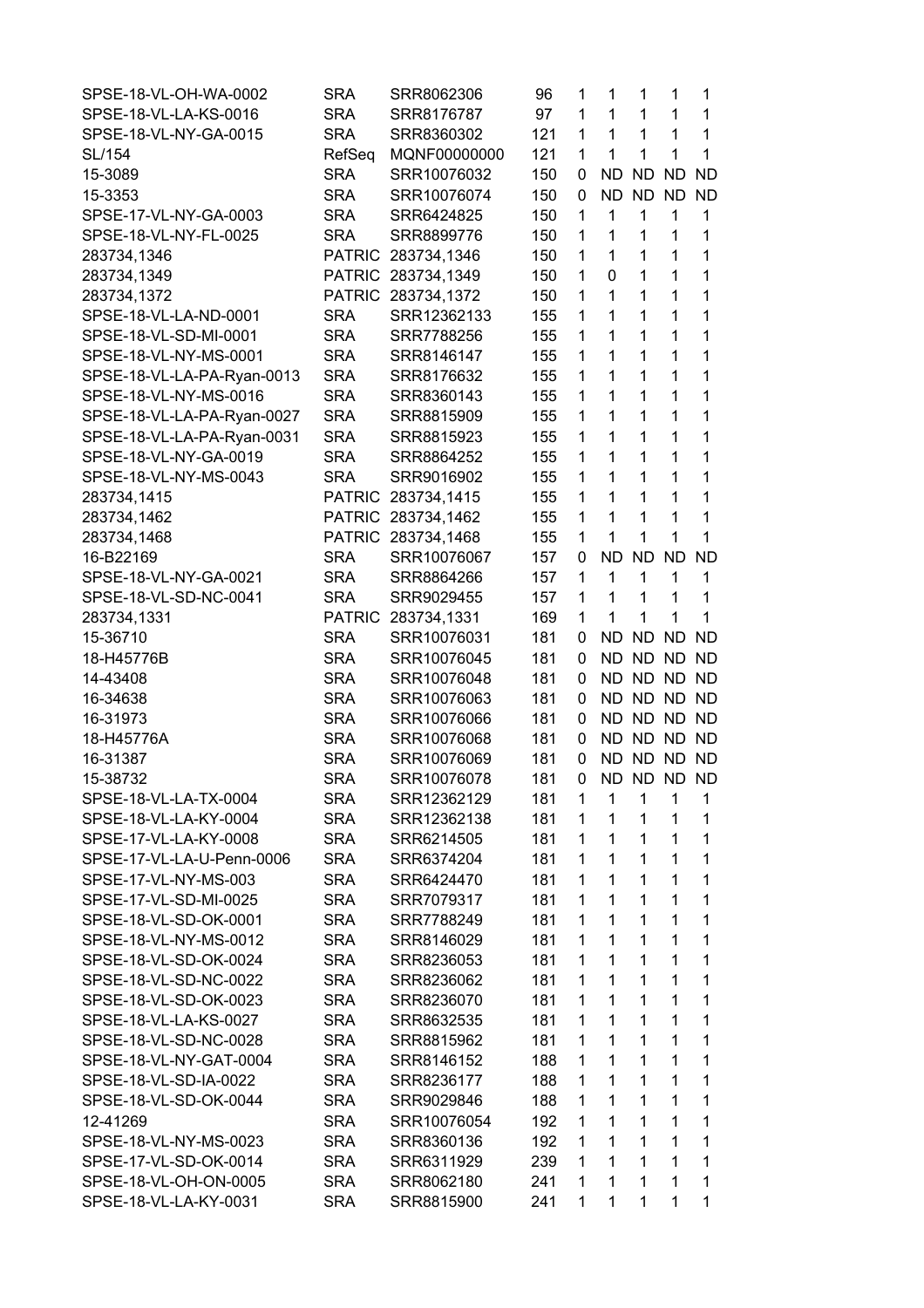| | | | | | | | | |
|---|---|---|---|---|---|---|---|---|
| SPSE-18-VL-OH-WA-0002 | SRA | SRR8062306 | 96 | 1 | 1 | 1 | 1 | 1 |
| SPSE-18-VL-LA-KS-0016 | SRA | SRR8176787 | 97 | 1 | 1 | 1 | 1 | 1 |
| SPSE-18-VL-NY-GA-0015 | SRA | SRR8360302 | 121 | 1 | 1 | 1 | 1 | 1 |
| SL/154 | RefSeq | MQNF00000000 | 121 | 1 | 1 | 1 | 1 | 1 |
| 15-3089 | SRA | SRR10076032 | 150 | 0 | ND | ND | ND | ND |
| 15-3353 | SRA | SRR10076074 | 150 | 0 | ND | ND | ND | ND |
| SPSE-17-VL-NY-GA-0003 | SRA | SRR6424825 | 150 | 1 | 1 | 1 | 1 | 1 |
| SPSE-18-VL-NY-FL-0025 | SRA | SRR8899776 | 150 | 1 | 1 | 1 | 1 | 1 |
| 283734,1346 | PATRIC | 283734,1346 | 150 | 1 | 1 | 1 | 1 | 1 |
| 283734,1349 | PATRIC | 283734,1349 | 150 | 1 | 0 | 1 | 1 | 1 |
| 283734,1372 | PATRIC | 283734,1372 | 150 | 1 | 1 | 1 | 1 | 1 |
| SPSE-18-VL-LA-ND-0001 | SRA | SRR12362133 | 155 | 1 | 1 | 1 | 1 | 1 |
| SPSE-18-VL-SD-MI-0001 | SRA | SRR7788256 | 155 | 1 | 1 | 1 | 1 | 1 |
| SPSE-18-VL-NY-MS-0001 | SRA | SRR8146147 | 155 | 1 | 1 | 1 | 1 | 1 |
| SPSE-18-VL-LA-PA-Ryan-0013 | SRA | SRR8176632 | 155 | 1 | 1 | 1 | 1 | 1 |
| SPSE-18-VL-NY-MS-0016 | SRA | SRR8360143 | 155 | 1 | 1 | 1 | 1 | 1 |
| SPSE-18-VL-LA-PA-Ryan-0027 | SRA | SRR8815909 | 155 | 1 | 1 | 1 | 1 | 1 |
| SPSE-18-VL-LA-PA-Ryan-0031 | SRA | SRR8815923 | 155 | 1 | 1 | 1 | 1 | 1 |
| SPSE-18-VL-NY-GA-0019 | SRA | SRR8864252 | 155 | 1 | 1 | 1 | 1 | 1 |
| SPSE-18-VL-NY-MS-0043 | SRA | SRR9016902 | 155 | 1 | 1 | 1 | 1 | 1 |
| 283734,1415 | PATRIC | 283734,1415 | 155 | 1 | 1 | 1 | 1 | 1 |
| 283734,1462 | PATRIC | 283734,1462 | 155 | 1 | 1 | 1 | 1 | 1 |
| 283734,1468 | PATRIC | 283734,1468 | 155 | 1 | 1 | 1 | 1 | 1 |
| 16-B22169 | SRA | SRR10076067 | 157 | 0 | ND | ND | ND | ND |
| SPSE-18-VL-NY-GA-0021 | SRA | SRR8864266 | 157 | 1 | 1 | 1 | 1 | 1 |
| SPSE-18-VL-SD-NC-0041 | SRA | SRR9029455 | 157 | 1 | 1 | 1 | 1 | 1 |
| 283734,1331 | PATRIC | 283734,1331 | 169 | 1 | 1 | 1 | 1 | 1 |
| 15-36710 | SRA | SRR10076031 | 181 | 0 | ND | ND | ND | ND |
| 18-H45776B | SRA | SRR10076045 | 181 | 0 | ND | ND | ND | ND |
| 14-43408 | SRA | SRR10076048 | 181 | 0 | ND | ND | ND | ND |
| 16-34638 | SRA | SRR10076063 | 181 | 0 | ND | ND | ND | ND |
| 16-31973 | SRA | SRR10076066 | 181 | 0 | ND | ND | ND | ND |
| 18-H45776A | SRA | SRR10076068 | 181 | 0 | ND | ND | ND | ND |
| 16-31387 | SRA | SRR10076069 | 181 | 0 | ND | ND | ND | ND |
| 15-38732 | SRA | SRR10076078 | 181 | 0 | ND | ND | ND | ND |
| SPSE-18-VL-LA-TX-0004 | SRA | SRR12362129 | 181 | 1 | 1 | 1 | 1 | 1 |
| SPSE-18-VL-LA-KY-0004 | SRA | SRR12362138 | 181 | 1 | 1 | 1 | 1 | 1 |
| SPSE-17-VL-LA-KY-0008 | SRA | SRR6214505 | 181 | 1 | 1 | 1 | 1 | 1 |
| SPSE-17-VL-LA-U-Penn-0006 | SRA | SRR6374204 | 181 | 1 | 1 | 1 | 1 | 1 |
| SPSE-17-VL-NY-MS-003 | SRA | SRR6424470 | 181 | 1 | 1 | 1 | 1 | 1 |
| SPSE-17-VL-SD-MI-0025 | SRA | SRR7079317 | 181 | 1 | 1 | 1 | 1 | 1 |
| SPSE-18-VL-SD-OK-0001 | SRA | SRR7788249 | 181 | 1 | 1 | 1 | 1 | 1 |
| SPSE-18-VL-NY-MS-0012 | SRA | SRR8146029 | 181 | 1 | 1 | 1 | 1 | 1 |
| SPSE-18-VL-SD-OK-0024 | SRA | SRR8236053 | 181 | 1 | 1 | 1 | 1 | 1 |
| SPSE-18-VL-SD-NC-0022 | SRA | SRR8236062 | 181 | 1 | 1 | 1 | 1 | 1 |
| SPSE-18-VL-SD-OK-0023 | SRA | SRR8236070 | 181 | 1 | 1 | 1 | 1 | 1 |
| SPSE-18-VL-LA-KS-0027 | SRA | SRR8632535 | 181 | 1 | 1 | 1 | 1 | 1 |
| SPSE-18-VL-SD-NC-0028 | SRA | SRR8815962 | 181 | 1 | 1 | 1 | 1 | 1 |
| SPSE-18-VL-NY-GAT-0004 | SRA | SRR8146152 | 188 | 1 | 1 | 1 | 1 | 1 |
| SPSE-18-VL-SD-IA-0022 | SRA | SRR8236177 | 188 | 1 | 1 | 1 | 1 | 1 |
| SPSE-18-VL-SD-OK-0044 | SRA | SRR9029846 | 188 | 1 | 1 | 1 | 1 | 1 |
| 12-41269 | SRA | SRR10076054 | 192 | 1 | 1 | 1 | 1 | 1 |
| SPSE-18-VL-NY-MS-0023 | SRA | SRR8360136 | 192 | 1 | 1 | 1 | 1 | 1 |
| SPSE-17-VL-SD-OK-0014 | SRA | SRR6311929 | 239 | 1 | 1 | 1 | 1 | 1 |
| SPSE-18-VL-OH-ON-0005 | SRA | SRR8062180 | 241 | 1 | 1 | 1 | 1 | 1 |
| SPSE-18-VL-LA-KY-0031 | SRA | SRR8815900 | 241 | 1 | 1 | 1 | 1 | 1 |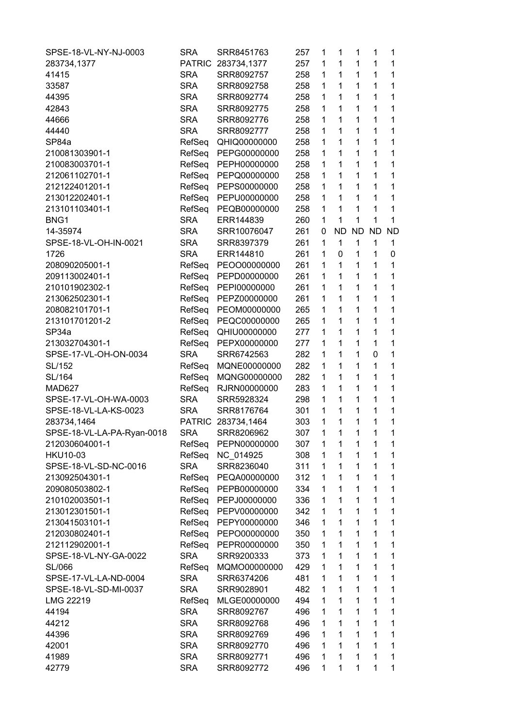| | | | | | | | | |
|---|---|---|---|---|---|---|---|---|
| SPSE-18-VL-NY-NJ-0003 | SRA | SRR8451763 | 257 | 1 | 1 | 1 | 1 | 1 |
| 283734,1377 | PATRIC | 283734,1377 | 257 | 1 | 1 | 1 | 1 | 1 |
| 41415 | SRA | SRR8092757 | 258 | 1 | 1 | 1 | 1 | 1 |
| 33587 | SRA | SRR8092758 | 258 | 1 | 1 | 1 | 1 | 1 |
| 44395 | SRA | SRR8092774 | 258 | 1 | 1 | 1 | 1 | 1 |
| 42843 | SRA | SRR8092775 | 258 | 1 | 1 | 1 | 1 | 1 |
| 44666 | SRA | SRR8092776 | 258 | 1 | 1 | 1 | 1 | 1 |
| 44440 | SRA | SRR8092777 | 258 | 1 | 1 | 1 | 1 | 1 |
| SP84a | RefSeq | QHIQ00000000 | 258 | 1 | 1 | 1 | 1 | 1 |
| 210081303901-1 | RefSeq | PEPG00000000 | 258 | 1 | 1 | 1 | 1 | 1 |
| 210083003701-1 | RefSeq | PEPH00000000 | 258 | 1 | 1 | 1 | 1 | 1 |
| 212061102701-1 | RefSeq | PEPQ00000000 | 258 | 1 | 1 | 1 | 1 | 1 |
| 212122401201-1 | RefSeq | PEPS00000000 | 258 | 1 | 1 | 1 | 1 | 1 |
| 213012202401-1 | RefSeq | PEPU00000000 | 258 | 1 | 1 | 1 | 1 | 1 |
| 213101103401-1 | RefSeq | PEQB00000000 | 258 | 1 | 1 | 1 | 1 | 1 |
| BNG1 | SRA | ERR144839 | 260 | 1 | 1 | 1 | 1 | 1 |
| 14-35974 | SRA | SRR10076047 | 261 | 0 | ND | ND | ND | ND |
| SPSE-18-VL-OH-IN-0021 | SRA | SRR8397379 | 261 | 1 | 1 | 1 | 1 | 1 |
| 1726 | SRA | ERR144810 | 261 | 1 | 0 | 1 | 1 | 0 |
| 208090205001-1 | RefSeq | PEOO00000000 | 261 | 1 | 1 | 1 | 1 | 1 |
| 209113002401-1 | RefSeq | PEPD00000000 | 261 | 1 | 1 | 1 | 1 | 1 |
| 210101902302-1 | RefSeq | PEPI00000000 | 261 | 1 | 1 | 1 | 1 | 1 |
| 213062502301-1 | RefSeq | PEPZ00000000 | 261 | 1 | 1 | 1 | 1 | 1 |
| 208082101701-1 | RefSeq | PEOM00000000 | 265 | 1 | 1 | 1 | 1 | 1 |
| 213101701201-2 | RefSeq | PEQC00000000 | 265 | 1 | 1 | 1 | 1 | 1 |
| SP34a | RefSeq | QHIU00000000 | 277 | 1 | 1 | 1 | 1 | 1 |
| 213032704301-1 | RefSeq | PEPX00000000 | 277 | 1 | 1 | 1 | 1 | 1 |
| SPSE-17-VL-OH-ON-0034 | SRA | SRR6742563 | 282 | 1 | 1 | 1 | 0 | 1 |
| SL/152 | RefSeq | MQNE00000000 | 282 | 1 | 1 | 1 | 1 | 1 |
| SL/164 | RefSeq | MQNG00000000 | 282 | 1 | 1 | 1 | 1 | 1 |
| MAD627 | RefSeq | RJRN00000000 | 283 | 1 | 1 | 1 | 1 | 1 |
| SPSE-17-VL-OH-WA-0003 | SRA | SRR5928324 | 298 | 1 | 1 | 1 | 1 | 1 |
| SPSE-18-VL-LA-KS-0023 | SRA | SRR8176764 | 301 | 1 | 1 | 1 | 1 | 1 |
| 283734,1464 | PATRIC | 283734,1464 | 303 | 1 | 1 | 1 | 1 | 1 |
| SPSE-18-VL-LA-PA-Ryan-0018 | SRA | SRR8206962 | 307 | 1 | 1 | 1 | 1 | 1 |
| 212030604001-1 | RefSeq | PEPN00000000 | 307 | 1 | 1 | 1 | 1 | 1 |
| HKU10-03 | RefSeq | NC_014925 | 308 | 1 | 1 | 1 | 1 | 1 |
| SPSE-18-VL-SD-NC-0016 | SRA | SRR8236040 | 311 | 1 | 1 | 1 | 1 | 1 |
| 213092504301-1 | RefSeq | PEQA00000000 | 312 | 1 | 1 | 1 | 1 | 1 |
| 209080503802-1 | RefSeq | PEPB00000000 | 334 | 1 | 1 | 1 | 1 | 1 |
| 210102003501-1 | RefSeq | PEPJ00000000 | 336 | 1 | 1 | 1 | 1 | 1 |
| 213012301501-1 | RefSeq | PEPV00000000 | 342 | 1 | 1 | 1 | 1 | 1 |
| 213041503101-1 | RefSeq | PEPY00000000 | 346 | 1 | 1 | 1 | 1 | 1 |
| 212030802401-1 | RefSeq | PEPO00000000 | 350 | 1 | 1 | 1 | 1 | 1 |
| 212112902001-1 | RefSeq | PEPR00000000 | 350 | 1 | 1 | 1 | 1 | 1 |
| SPSE-18-VL-NY-GA-0022 | SRA | SRR9200333 | 373 | 1 | 1 | 1 | 1 | 1 |
| SL/066 | RefSeq | MQMO00000000 | 429 | 1 | 1 | 1 | 1 | 1 |
| SPSE-17-VL-LA-ND-0004 | SRA | SRR6374206 | 481 | 1 | 1 | 1 | 1 | 1 |
| SPSE-18-VL-SD-MI-0037 | SRA | SRR9028901 | 482 | 1 | 1 | 1 | 1 | 1 |
| LMG 22219 | RefSeq | MLGE00000000 | 494 | 1 | 1 | 1 | 1 | 1 |
| 44194 | SRA | SRR8092767 | 496 | 1 | 1 | 1 | 1 | 1 |
| 44212 | SRA | SRR8092768 | 496 | 1 | 1 | 1 | 1 | 1 |
| 44396 | SRA | SRR8092769 | 496 | 1 | 1 | 1 | 1 | 1 |
| 42001 | SRA | SRR8092770 | 496 | 1 | 1 | 1 | 1 | 1 |
| 41989 | SRA | SRR8092771 | 496 | 1 | 1 | 1 | 1 | 1 |
| 42779 | SRA | SRR8092772 | 496 | 1 | 1 | 1 | 1 | 1 |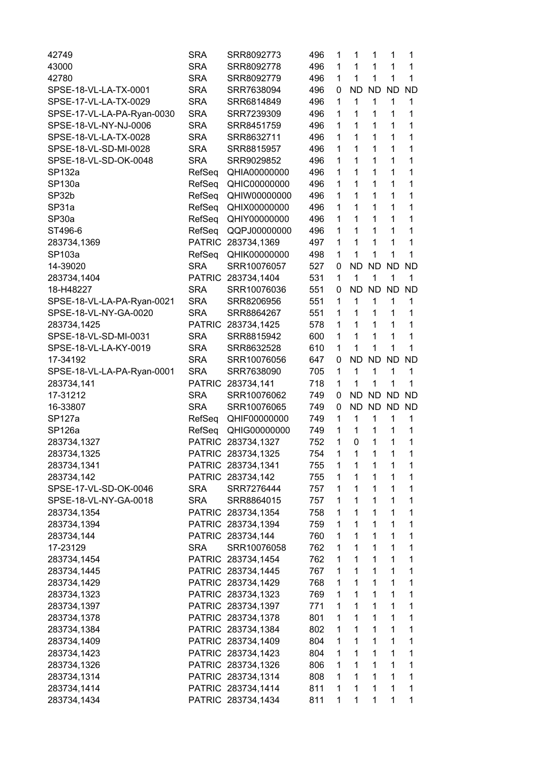| | | | | | | | | |
|---|---|---|---|---|---|---|---|---|
| 42749 | SRA | SRR8092773 | 496 | 1 | 1 | 1 | 1 | 1 |
| 43000 | SRA | SRR8092778 | 496 | 1 | 1 | 1 | 1 | 1 |
| 42780 | SRA | SRR8092779 | 496 | 1 | 1 | 1 | 1 | 1 |
| SPSE-18-VL-LA-TX-0001 | SRA | SRR7638094 | 496 | 0 | ND | ND | ND | ND |
| SPSE-17-VL-LA-TX-0029 | SRA | SRR6814849 | 496 | 1 | 1 | 1 | 1 | 1 |
| SPSE-17-VL-LA-PA-Ryan-0030 | SRA | SRR7239309 | 496 | 1 | 1 | 1 | 1 | 1 |
| SPSE-18-VL-NY-NJ-0006 | SRA | SRR8451759 | 496 | 1 | 1 | 1 | 1 | 1 |
| SPSE-18-VL-LA-TX-0028 | SRA | SRR8632711 | 496 | 1 | 1 | 1 | 1 | 1 |
| SPSE-18-VL-SD-MI-0028 | SRA | SRR8815957 | 496 | 1 | 1 | 1 | 1 | 1 |
| SPSE-18-VL-SD-OK-0048 | SRA | SRR9029852 | 496 | 1 | 1 | 1 | 1 | 1 |
| SP132a | RefSeq | QHIA00000000 | 496 | 1 | 1 | 1 | 1 | 1 |
| SP130a | RefSeq | QHIC00000000 | 496 | 1 | 1 | 1 | 1 | 1 |
| SP32b | RefSeq | QHIW00000000 | 496 | 1 | 1 | 1 | 1 | 1 |
| SP31a | RefSeq | QHIX00000000 | 496 | 1 | 1 | 1 | 1 | 1 |
| SP30a | RefSeq | QHIY00000000 | 496 | 1 | 1 | 1 | 1 | 1 |
| ST496-6 | RefSeq | QQPJ00000000 | 496 | 1 | 1 | 1 | 1 | 1 |
| 283734,1369 | PATRIC | 283734,1369 | 497 | 1 | 1 | 1 | 1 | 1 |
| SP103a | RefSeq | QHIK00000000 | 498 | 1 | 1 | 1 | 1 | 1 |
| 14-39020 | SRA | SRR10076057 | 527 | 0 | ND | ND | ND | ND |
| 283734,1404 | PATRIC | 283734,1404 | 531 | 1 | 1 | 1 | 1 | 1 |
| 18-H48227 | SRA | SRR10076036 | 551 | 0 | ND | ND | ND | ND |
| SPSE-18-VL-LA-PA-Ryan-0021 | SRA | SRR8206956 | 551 | 1 | 1 | 1 | 1 | 1 |
| SPSE-18-VL-NY-GA-0020 | SRA | SRR8864267 | 551 | 1 | 1 | 1 | 1 | 1 |
| 283734,1425 | PATRIC | 283734,1425 | 578 | 1 | 1 | 1 | 1 | 1 |
| SPSE-18-VL-SD-MI-0031 | SRA | SRR8815942 | 600 | 1 | 1 | 1 | 1 | 1 |
| SPSE-18-VL-LA-KY-0019 | SRA | SRR8632528 | 610 | 1 | 1 | 1 | 1 | 1 |
| 17-34192 | SRA | SRR10076056 | 647 | 0 | ND | ND | ND | ND |
| SPSE-18-VL-LA-PA-Ryan-0001 | SRA | SRR7638090 | 705 | 1 | 1 | 1 | 1 | 1 |
| 283734,141 | PATRIC | 283734,141 | 718 | 1 | 1 | 1 | 1 | 1 |
| 17-31212 | SRA | SRR10076062 | 749 | 0 | ND | ND | ND | ND |
| 16-33807 | SRA | SRR10076065 | 749 | 0 | ND | ND | ND | ND |
| SP127a | RefSeq | QHIF00000000 | 749 | 1 | 1 | 1 | 1 | 1 |
| SP126a | RefSeq | QHIG00000000 | 749 | 1 | 1 | 1 | 1 | 1 |
| 283734,1327 | PATRIC | 283734,1327 | 752 | 1 | 0 | 1 | 1 | 1 |
| 283734,1325 | PATRIC | 283734,1325 | 754 | 1 | 1 | 1 | 1 | 1 |
| 283734,1341 | PATRIC | 283734,1341 | 755 | 1 | 1 | 1 | 1 | 1 |
| 283734,142 | PATRIC | 283734,142 | 755 | 1 | 1 | 1 | 1 | 1 |
| SPSE-17-VL-SD-OK-0046 | SRA | SRR7276444 | 757 | 1 | 1 | 1 | 1 | 1 |
| SPSE-18-VL-NY-GA-0018 | SRA | SRR8864015 | 757 | 1 | 1 | 1 | 1 | 1 |
| 283734,1354 | PATRIC | 283734,1354 | 758 | 1 | 1 | 1 | 1 | 1 |
| 283734,1394 | PATRIC | 283734,1394 | 759 | 1 | 1 | 1 | 1 | 1 |
| 283734,144 | PATRIC | 283734,144 | 760 | 1 | 1 | 1 | 1 | 1 |
| 17-23129 | SRA | SRR10076058 | 762 | 1 | 1 | 1 | 1 | 1 |
| 283734,1454 | PATRIC | 283734,1454 | 762 | 1 | 1 | 1 | 1 | 1 |
| 283734,1445 | PATRIC | 283734,1445 | 767 | 1 | 1 | 1 | 1 | 1 |
| 283734,1429 | PATRIC | 283734,1429 | 768 | 1 | 1 | 1 | 1 | 1 |
| 283734,1323 | PATRIC | 283734,1323 | 769 | 1 | 1 | 1 | 1 | 1 |
| 283734,1397 | PATRIC | 283734,1397 | 771 | 1 | 1 | 1 | 1 | 1 |
| 283734,1378 | PATRIC | 283734,1378 | 801 | 1 | 1 | 1 | 1 | 1 |
| 283734,1384 | PATRIC | 283734,1384 | 802 | 1 | 1 | 1 | 1 | 1 |
| 283734,1409 | PATRIC | 283734,1409 | 804 | 1 | 1 | 1 | 1 | 1 |
| 283734,1423 | PATRIC | 283734,1423 | 804 | 1 | 1 | 1 | 1 | 1 |
| 283734,1326 | PATRIC | 283734,1326 | 806 | 1 | 1 | 1 | 1 | 1 |
| 283734,1314 | PATRIC | 283734,1314 | 808 | 1 | 1 | 1 | 1 | 1 |
| 283734,1414 | PATRIC | 283734,1414 | 811 | 1 | 1 | 1 | 1 | 1 |
| 283734,1434 | PATRIC | 283734,1434 | 811 | 1 | 1 | 1 | 1 | 1 |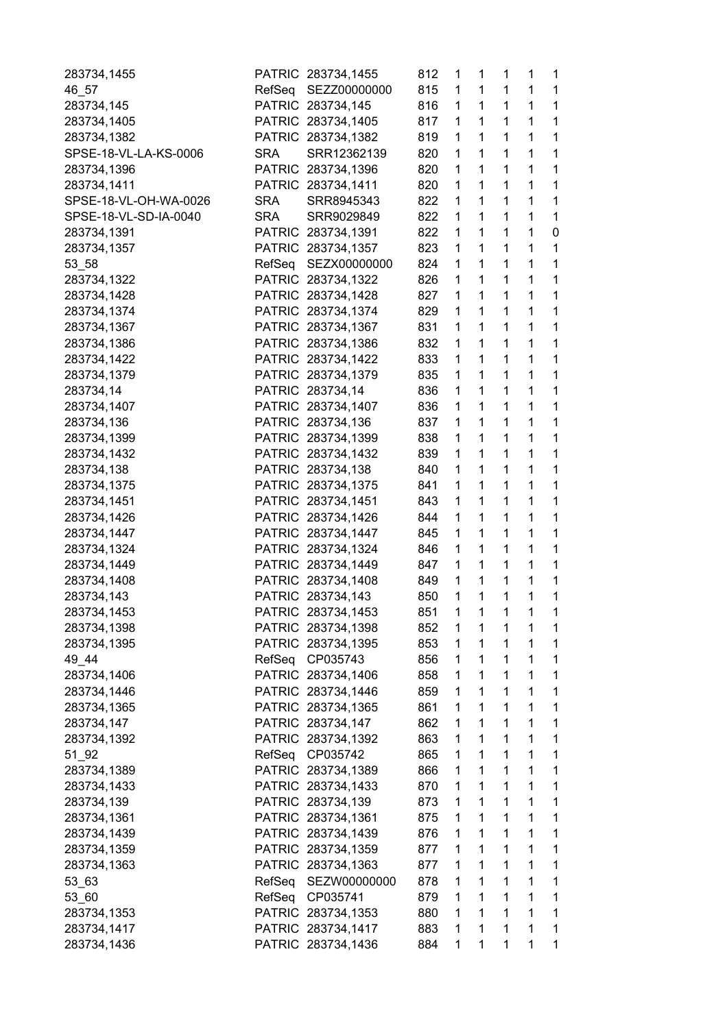| | | | | | | | | |
|---|---|---|---|---|---|---|---|---|
| 283734,1455 | PATRIC | 283734,1455 | 812 | 1 | 1 | 1 | 1 | 1 |
| 46_57 | RefSeq | SEZZ00000000 | 815 | 1 | 1 | 1 | 1 | 1 |
| 283734,145 | PATRIC | 283734,145 | 816 | 1 | 1 | 1 | 1 | 1 |
| 283734,1405 | PATRIC | 283734,1405 | 817 | 1 | 1 | 1 | 1 | 1 |
| 283734,1382 | PATRIC | 283734,1382 | 819 | 1 | 1 | 1 | 1 | 1 |
| SPSE-18-VL-LA-KS-0006 | SRA | SRR12362139 | 820 | 1 | 1 | 1 | 1 | 1 |
| 283734,1396 | PATRIC | 283734,1396 | 820 | 1 | 1 | 1 | 1 | 1 |
| 283734,1411 | PATRIC | 283734,1411 | 820 | 1 | 1 | 1 | 1 | 1 |
| SPSE-18-VL-OH-WA-0026 | SRA | SRR8945343 | 822 | 1 | 1 | 1 | 1 | 1 |
| SPSE-18-VL-SD-IA-0040 | SRA | SRR9029849 | 822 | 1 | 1 | 1 | 1 | 1 |
| 283734,1391 | PATRIC | 283734,1391 | 822 | 1 | 1 | 1 | 1 | 0 |
| 283734,1357 | PATRIC | 283734,1357 | 823 | 1 | 1 | 1 | 1 | 1 |
| 53_58 | RefSeq | SEZX00000000 | 824 | 1 | 1 | 1 | 1 | 1 |
| 283734,1322 | PATRIC | 283734,1322 | 826 | 1 | 1 | 1 | 1 | 1 |
| 283734,1428 | PATRIC | 283734,1428 | 827 | 1 | 1 | 1 | 1 | 1 |
| 283734,1374 | PATRIC | 283734,1374 | 829 | 1 | 1 | 1 | 1 | 1 |
| 283734,1367 | PATRIC | 283734,1367 | 831 | 1 | 1 | 1 | 1 | 1 |
| 283734,1386 | PATRIC | 283734,1386 | 832 | 1 | 1 | 1 | 1 | 1 |
| 283734,1422 | PATRIC | 283734,1422 | 833 | 1 | 1 | 1 | 1 | 1 |
| 283734,1379 | PATRIC | 283734,1379 | 835 | 1 | 1 | 1 | 1 | 1 |
| 283734,14 | PATRIC | 283734,14 | 836 | 1 | 1 | 1 | 1 | 1 |
| 283734,1407 | PATRIC | 283734,1407 | 836 | 1 | 1 | 1 | 1 | 1 |
| 283734,136 | PATRIC | 283734,136 | 837 | 1 | 1 | 1 | 1 | 1 |
| 283734,1399 | PATRIC | 283734,1399 | 838 | 1 | 1 | 1 | 1 | 1 |
| 283734,1432 | PATRIC | 283734,1432 | 839 | 1 | 1 | 1 | 1 | 1 |
| 283734,138 | PATRIC | 283734,138 | 840 | 1 | 1 | 1 | 1 | 1 |
| 283734,1375 | PATRIC | 283734,1375 | 841 | 1 | 1 | 1 | 1 | 1 |
| 283734,1451 | PATRIC | 283734,1451 | 843 | 1 | 1 | 1 | 1 | 1 |
| 283734,1426 | PATRIC | 283734,1426 | 844 | 1 | 1 | 1 | 1 | 1 |
| 283734,1447 | PATRIC | 283734,1447 | 845 | 1 | 1 | 1 | 1 | 1 |
| 283734,1324 | PATRIC | 283734,1324 | 846 | 1 | 1 | 1 | 1 | 1 |
| 283734,1449 | PATRIC | 283734,1449 | 847 | 1 | 1 | 1 | 1 | 1 |
| 283734,1408 | PATRIC | 283734,1408 | 849 | 1 | 1 | 1 | 1 | 1 |
| 283734,143 | PATRIC | 283734,143 | 850 | 1 | 1 | 1 | 1 | 1 |
| 283734,1453 | PATRIC | 283734,1453 | 851 | 1 | 1 | 1 | 1 | 1 |
| 283734,1398 | PATRIC | 283734,1398 | 852 | 1 | 1 | 1 | 1 | 1 |
| 283734,1395 | PATRIC | 283734,1395 | 853 | 1 | 1 | 1 | 1 | 1 |
| 49_44 | RefSeq | CP035743 | 856 | 1 | 1 | 1 | 1 | 1 |
| 283734,1406 | PATRIC | 283734,1406 | 858 | 1 | 1 | 1 | 1 | 1 |
| 283734,1446 | PATRIC | 283734,1446 | 859 | 1 | 1 | 1 | 1 | 1 |
| 283734,1365 | PATRIC | 283734,1365 | 861 | 1 | 1 | 1 | 1 | 1 |
| 283734,147 | PATRIC | 283734,147 | 862 | 1 | 1 | 1 | 1 | 1 |
| 283734,1392 | PATRIC | 283734,1392 | 863 | 1 | 1 | 1 | 1 | 1 |
| 51_92 | RefSeq | CP035742 | 865 | 1 | 1 | 1 | 1 | 1 |
| 283734,1389 | PATRIC | 283734,1389 | 866 | 1 | 1 | 1 | 1 | 1 |
| 283734,1433 | PATRIC | 283734,1433 | 870 | 1 | 1 | 1 | 1 | 1 |
| 283734,139 | PATRIC | 283734,139 | 873 | 1 | 1 | 1 | 1 | 1 |
| 283734,1361 | PATRIC | 283734,1361 | 875 | 1 | 1 | 1 | 1 | 1 |
| 283734,1439 | PATRIC | 283734,1439 | 876 | 1 | 1 | 1 | 1 | 1 |
| 283734,1359 | PATRIC | 283734,1359 | 877 | 1 | 1 | 1 | 1 | 1 |
| 283734,1363 | PATRIC | 283734,1363 | 877 | 1 | 1 | 1 | 1 | 1 |
| 53_63 | RefSeq | SEZW00000000 | 878 | 1 | 1 | 1 | 1 | 1 |
| 53_60 | RefSeq | CP035741 | 879 | 1 | 1 | 1 | 1 | 1 |
| 283734,1353 | PATRIC | 283734,1353 | 880 | 1 | 1 | 1 | 1 | 1 |
| 283734,1417 | PATRIC | 283734,1417 | 883 | 1 | 1 | 1 | 1 | 1 |
| 283734,1436 | PATRIC | 283734,1436 | 884 | 1 | 1 | 1 | 1 | 1 |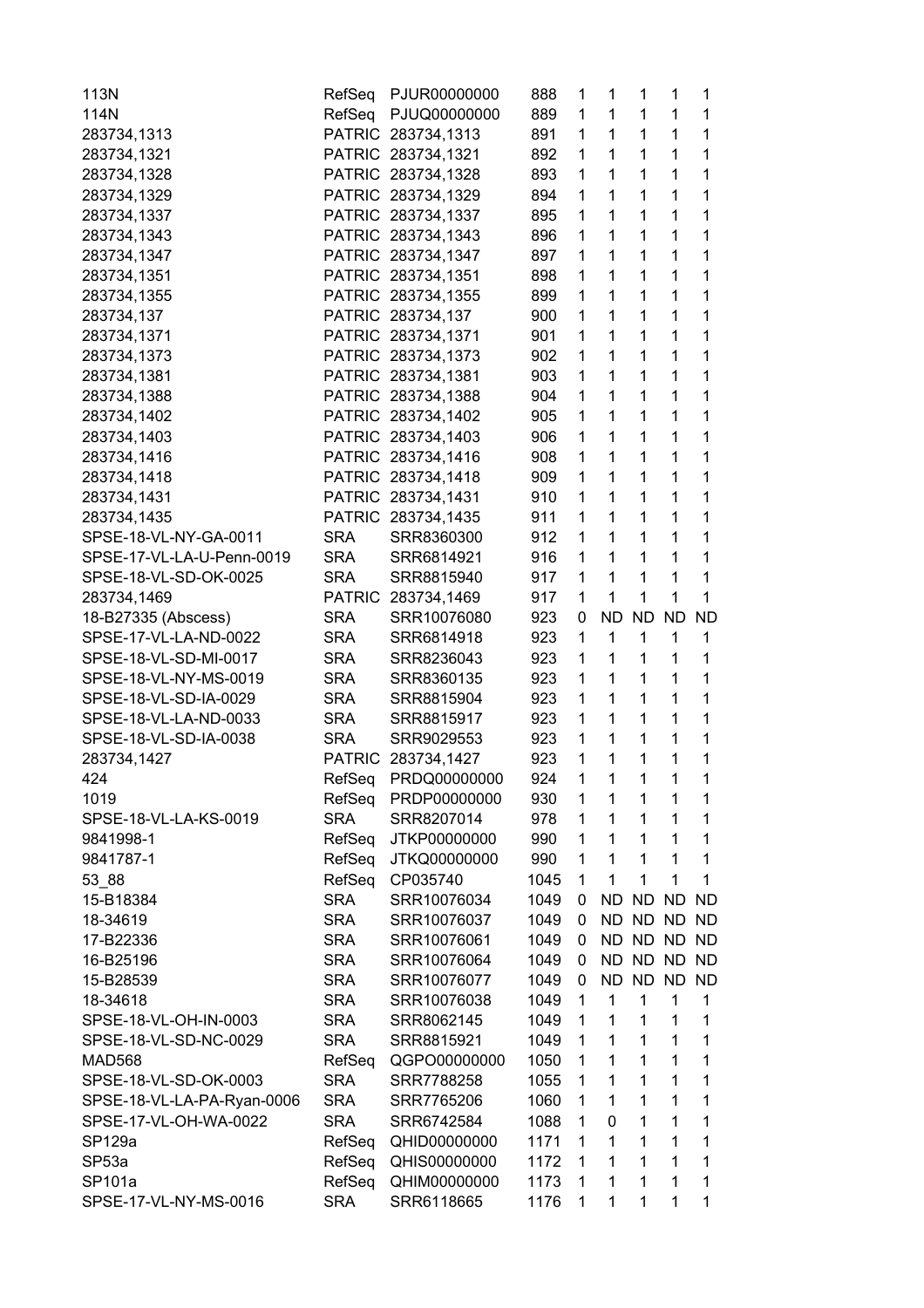| | | | | | | | | |
|---|---|---|---|---|---|---|---|---|
| 113N | RefSeq | PJUR00000000 | 888 | 1 | 1 | 1 | 1 | 1 |
| 114N | RefSeq | PJUQ00000000 | 889 | 1 | 1 | 1 | 1 | 1 |
| 283734,1313 | PATRIC | 283734,1313 | 891 | 1 | 1 | 1 | 1 | 1 |
| 283734,1321 | PATRIC | 283734,1321 | 892 | 1 | 1 | 1 | 1 | 1 |
| 283734,1328 | PATRIC | 283734,1328 | 893 | 1 | 1 | 1 | 1 | 1 |
| 283734,1329 | PATRIC | 283734,1329 | 894 | 1 | 1 | 1 | 1 | 1 |
| 283734,1337 | PATRIC | 283734,1337 | 895 | 1 | 1 | 1 | 1 | 1 |
| 283734,1343 | PATRIC | 283734,1343 | 896 | 1 | 1 | 1 | 1 | 1 |
| 283734,1347 | PATRIC | 283734,1347 | 897 | 1 | 1 | 1 | 1 | 1 |
| 283734,1351 | PATRIC | 283734,1351 | 898 | 1 | 1 | 1 | 1 | 1 |
| 283734,1355 | PATRIC | 283734,1355 | 899 | 1 | 1 | 1 | 1 | 1 |
| 283734,137 | PATRIC | 283734,137 | 900 | 1 | 1 | 1 | 1 | 1 |
| 283734,1371 | PATRIC | 283734,1371 | 901 | 1 | 1 | 1 | 1 | 1 |
| 283734,1373 | PATRIC | 283734,1373 | 902 | 1 | 1 | 1 | 1 | 1 |
| 283734,1381 | PATRIC | 283734,1381 | 903 | 1 | 1 | 1 | 1 | 1 |
| 283734,1388 | PATRIC | 283734,1388 | 904 | 1 | 1 | 1 | 1 | 1 |
| 283734,1402 | PATRIC | 283734,1402 | 905 | 1 | 1 | 1 | 1 | 1 |
| 283734,1403 | PATRIC | 283734,1403 | 906 | 1 | 1 | 1 | 1 | 1 |
| 283734,1416 | PATRIC | 283734,1416 | 908 | 1 | 1 | 1 | 1 | 1 |
| 283734,1418 | PATRIC | 283734,1418 | 909 | 1 | 1 | 1 | 1 | 1 |
| 283734,1431 | PATRIC | 283734,1431 | 910 | 1 | 1 | 1 | 1 | 1 |
| 283734,1435 | PATRIC | 283734,1435 | 911 | 1 | 1 | 1 | 1 | 1 |
| SPSE-18-VL-NY-GA-0011 | SRA | SRR8360300 | 912 | 1 | 1 | 1 | 1 | 1 |
| SPSE-17-VL-LA-U-Penn-0019 | SRA | SRR6814921 | 916 | 1 | 1 | 1 | 1 | 1 |
| SPSE-18-VL-SD-OK-0025 | SRA | SRR8815940 | 917 | 1 | 1 | 1 | 1 | 1 |
| 283734,1469 | PATRIC | 283734,1469 | 917 | 1 | 1 | 1 | 1 | 1 |
| 18-B27335 (Abscess) | SRA | SRR10076080 | 923 | 0 | ND | ND | ND | ND |
| SPSE-17-VL-LA-ND-0022 | SRA | SRR6814918 | 923 | 1 | 1 | 1 | 1 | 1 |
| SPSE-18-VL-SD-MI-0017 | SRA | SRR8236043 | 923 | 1 | 1 | 1 | 1 | 1 |
| SPSE-18-VL-NY-MS-0019 | SRA | SRR8360135 | 923 | 1 | 1 | 1 | 1 | 1 |
| SPSE-18-VL-SD-IA-0029 | SRA | SRR8815904 | 923 | 1 | 1 | 1 | 1 | 1 |
| SPSE-18-VL-LA-ND-0033 | SRA | SRR8815917 | 923 | 1 | 1 | 1 | 1 | 1 |
| SPSE-18-VL-SD-IA-0038 | SRA | SRR9029553 | 923 | 1 | 1 | 1 | 1 | 1 |
| 283734,1427 | PATRIC | 283734,1427 | 923 | 1 | 1 | 1 | 1 | 1 |
| 424 | RefSeq | PRDQ00000000 | 924 | 1 | 1 | 1 | 1 | 1 |
| 1019 | RefSeq | PRDP00000000 | 930 | 1 | 1 | 1 | 1 | 1 |
| SPSE-18-VL-LA-KS-0019 | SRA | SRR8207014 | 978 | 1 | 1 | 1 | 1 | 1 |
| 9841998-1 | RefSeq | JTKP00000000 | 990 | 1 | 1 | 1 | 1 | 1 |
| 9841787-1 | RefSeq | JTKQ00000000 | 990 | 1 | 1 | 1 | 1 | 1 |
| 53_88 | RefSeq | CP035740 | 1045 | 1 | 1 | 1 | 1 | 1 |
| 15-B18384 | SRA | SRR10076034 | 1049 | 0 | ND | ND | ND | ND |
| 18-34619 | SRA | SRR10076037 | 1049 | 0 | ND | ND | ND | ND |
| 17-B22336 | SRA | SRR10076061 | 1049 | 0 | ND | ND | ND | ND |
| 16-B25196 | SRA | SRR10076064 | 1049 | 0 | ND | ND | ND | ND |
| 15-B28539 | SRA | SRR10076077 | 1049 | 0 | ND | ND | ND | ND |
| 18-34618 | SRA | SRR10076038 | 1049 | 1 | 1 | 1 | 1 | 1 |
| SPSE-18-VL-OH-IN-0003 | SRA | SRR8062145 | 1049 | 1 | 1 | 1 | 1 | 1 |
| SPSE-18-VL-SD-NC-0029 | SRA | SRR8815921 | 1049 | 1 | 1 | 1 | 1 | 1 |
| MAD568 | RefSeq | QGPO00000000 | 1050 | 1 | 1 | 1 | 1 | 1 |
| SPSE-18-VL-SD-OK-0003 | SRA | SRR7788258 | 1055 | 1 | 1 | 1 | 1 | 1 |
| SPSE-18-VL-LA-PA-Ryan-0006 | SRA | SRR7765206 | 1060 | 1 | 1 | 1 | 1 | 1 |
| SPSE-17-VL-OH-WA-0022 | SRA | SRR6742584 | 1088 | 1 | 0 | 1 | 1 | 1 |
| SP129a | RefSeq | QHID00000000 | 1171 | 1 | 1 | 1 | 1 | 1 |
| SP53a | RefSeq | QHIS00000000 | 1172 | 1 | 1 | 1 | 1 | 1 |
| SP101a | RefSeq | QHIM00000000 | 1173 | 1 | 1 | 1 | 1 | 1 |
| SPSE-17-VL-NY-MS-0016 | SRA | SRR6118665 | 1176 | 1 | 1 | 1 | 1 | 1 |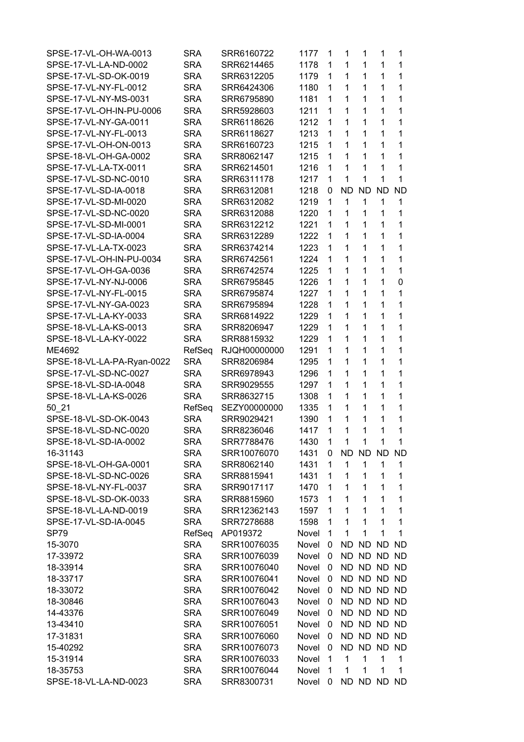| | | | | | | | | |
|---|---|---|---|---|---|---|---|---|
| SPSE-17-VL-OH-WA-0013 | SRA | SRR6160722 | 1177 | 1 | 1 | 1 | 1 | 1 |
| SPSE-17-VL-LA-ND-0002 | SRA | SRR6214465 | 1178 | 1 | 1 | 1 | 1 | 1 |
| SPSE-17-VL-SD-OK-0019 | SRA | SRR6312205 | 1179 | 1 | 1 | 1 | 1 | 1 |
| SPSE-17-VL-NY-FL-0012 | SRA | SRR6424306 | 1180 | 1 | 1 | 1 | 1 | 1 |
| SPSE-17-VL-NY-MS-0031 | SRA | SRR6795890 | 1181 | 1 | 1 | 1 | 1 | 1 |
| SPSE-17-VL-OH-IN-PU-0006 | SRA | SRR5928603 | 1211 | 1 | 1 | 1 | 1 | 1 |
| SPSE-17-VL-NY-GA-0011 | SRA | SRR6118626 | 1212 | 1 | 1 | 1 | 1 | 1 |
| SPSE-17-VL-NY-FL-0013 | SRA | SRR6118627 | 1213 | 1 | 1 | 1 | 1 | 1 |
| SPSE-17-VL-OH-ON-0013 | SRA | SRR6160723 | 1215 | 1 | 1 | 1 | 1 | 1 |
| SPSE-18-VL-OH-GA-0002 | SRA | SRR8062147 | 1215 | 1 | 1 | 1 | 1 | 1 |
| SPSE-17-VL-LA-TX-0011 | SRA | SRR6214501 | 1216 | 1 | 1 | 1 | 1 | 1 |
| SPSE-17-VL-SD-NC-0010 | SRA | SRR6311178 | 1217 | 1 | 1 | 1 | 1 | 1 |
| SPSE-17-VL-SD-IA-0018 | SRA | SRR6312081 | 1218 | 0 | ND | ND | ND | ND |
| SPSE-17-VL-SD-MI-0020 | SRA | SRR6312082 | 1219 | 1 | 1 | 1 | 1 | 1 |
| SPSE-17-VL-SD-NC-0020 | SRA | SRR6312088 | 1220 | 1 | 1 | 1 | 1 | 1 |
| SPSE-17-VL-SD-MI-0001 | SRA | SRR6312212 | 1221 | 1 | 1 | 1 | 1 | 1 |
| SPSE-17-VL-SD-IA-0004 | SRA | SRR6312289 | 1222 | 1 | 1 | 1 | 1 | 1 |
| SPSE-17-VL-LA-TX-0023 | SRA | SRR6374214 | 1223 | 1 | 1 | 1 | 1 | 1 |
| SPSE-17-VL-OH-IN-PU-0034 | SRA | SRR6742561 | 1224 | 1 | 1 | 1 | 1 | 1 |
| SPSE-17-VL-OH-GA-0036 | SRA | SRR6742574 | 1225 | 1 | 1 | 1 | 1 | 1 |
| SPSE-17-VL-NY-NJ-0006 | SRA | SRR6795845 | 1226 | 1 | 1 | 1 | 1 | 0 |
| SPSE-17-VL-NY-FL-0015 | SRA | SRR6795874 | 1227 | 1 | 1 | 1 | 1 | 1 |
| SPSE-17-VL-NY-GA-0023 | SRA | SRR6795894 | 1228 | 1 | 1 | 1 | 1 | 1 |
| SPSE-17-VL-LA-KY-0033 | SRA | SRR6814922 | 1229 | 1 | 1 | 1 | 1 | 1 |
| SPSE-18-VL-LA-KS-0013 | SRA | SRR8206947 | 1229 | 1 | 1 | 1 | 1 | 1 |
| SPSE-18-VL-LA-KY-0022 | SRA | SRR8815932 | 1229 | 1 | 1 | 1 | 1 | 1 |
| ME4692 | RefSeq | RJQH00000000 | 1291 | 1 | 1 | 1 | 1 | 1 |
| SPSE-18-VL-LA-PA-Ryan-0022 | SRA | SRR8206984 | 1295 | 1 | 1 | 1 | 1 | 1 |
| SPSE-17-VL-SD-NC-0027 | SRA | SRR6978943 | 1296 | 1 | 1 | 1 | 1 | 1 |
| SPSE-18-VL-SD-IA-0048 | SRA | SRR9029555 | 1297 | 1 | 1 | 1 | 1 | 1 |
| SPSE-18-VL-LA-KS-0026 | SRA | SRR8632715 | 1308 | 1 | 1 | 1 | 1 | 1 |
| 50_21 | RefSeq | SEZY00000000 | 1335 | 1 | 1 | 1 | 1 | 1 |
| SPSE-18-VL-SD-OK-0043 | SRA | SRR9029421 | 1390 | 1 | 1 | 1 | 1 | 1 |
| SPSE-18-VL-SD-NC-0020 | SRA | SRR8236046 | 1417 | 1 | 1 | 1 | 1 | 1 |
| SPSE-18-VL-SD-IA-0002 | SRA | SRR7788476 | 1430 | 1 | 1 | 1 | 1 | 1 |
| 16-31143 | SRA | SRR10076070 | 1431 | 0 | ND | ND | ND | ND |
| SPSE-18-VL-OH-GA-0001 | SRA | SRR8062140 | 1431 | 1 | 1 | 1 | 1 | 1 |
| SPSE-18-VL-SD-NC-0026 | SRA | SRR8815941 | 1431 | 1 | 1 | 1 | 1 | 1 |
| SPSE-18-VL-NY-FL-0037 | SRA | SRR9017117 | 1470 | 1 | 1 | 1 | 1 | 1 |
| SPSE-18-VL-SD-OK-0033 | SRA | SRR8815960 | 1573 | 1 | 1 | 1 | 1 | 1 |
| SPSE-18-VL-LA-ND-0019 | SRA | SRR12362143 | 1597 | 1 | 1 | 1 | 1 | 1 |
| SPSE-17-VL-SD-IA-0045 | SRA | SRR7278688 | 1598 | 1 | 1 | 1 | 1 | 1 |
| SP79 | RefSeq | AP019372 | Novel | 1 | 1 | 1 | 1 | 1 |
| 15-3070 | SRA | SRR10076035 | Novel | 0 | ND | ND | ND | ND |
| 17-33972 | SRA | SRR10076039 | Novel | 0 | ND | ND | ND | ND |
| 18-33914 | SRA | SRR10076040 | Novel | 0 | ND | ND | ND | ND |
| 18-33717 | SRA | SRR10076041 | Novel | 0 | ND | ND | ND | ND |
| 18-33072 | SRA | SRR10076042 | Novel | 0 | ND | ND | ND | ND |
| 18-30846 | SRA | SRR10076043 | Novel | 0 | ND | ND | ND | ND |
| 14-43376 | SRA | SRR10076049 | Novel | 0 | ND | ND | ND | ND |
| 13-43410 | SRA | SRR10076051 | Novel | 0 | ND | ND | ND | ND |
| 17-31831 | SRA | SRR10076060 | Novel | 0 | ND | ND | ND | ND |
| 15-40292 | SRA | SRR10076073 | Novel | 0 | ND | ND | ND | ND |
| 15-31914 | SRA | SRR10076033 | Novel | 1 | 1 | 1 | 1 | 1 |
| 18-35753 | SRA | SRR10076044 | Novel | 1 | 1 | 1 | 1 | 1 |
| SPSE-18-VL-LA-ND-0023 | SRA | SRR8300731 | Novel | 0 | ND | ND | ND | ND |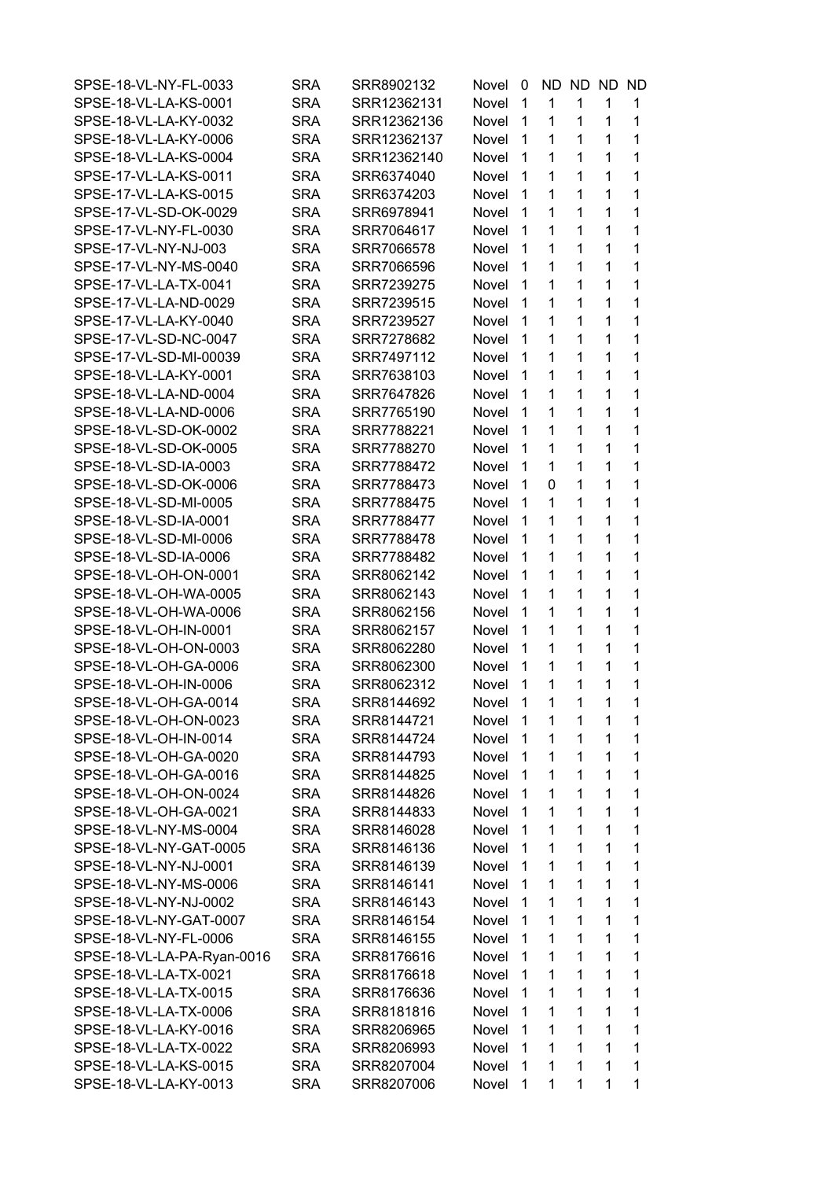| | | | | | | | | |
|---|---|---|---|---|---|---|---|---|
| SPSE-18-VL-NY-FL-0033 | SRA | SRR8902132 | Novel | 0 | ND | ND | ND | ND |
| SPSE-18-VL-LA-KS-0001 | SRA | SRR12362131 | Novel | 1 | 1 | 1 | 1 | 1 |
| SPSE-18-VL-LA-KY-0032 | SRA | SRR12362136 | Novel | 1 | 1 | 1 | 1 | 1 |
| SPSE-18-VL-LA-KY-0006 | SRA | SRR12362137 | Novel | 1 | 1 | 1 | 1 | 1 |
| SPSE-18-VL-LA-KS-0004 | SRA | SRR12362140 | Novel | 1 | 1 | 1 | 1 | 1 |
| SPSE-17-VL-LA-KS-0011 | SRA | SRR6374040 | Novel | 1 | 1 | 1 | 1 | 1 |
| SPSE-17-VL-LA-KS-0015 | SRA | SRR6374203 | Novel | 1 | 1 | 1 | 1 | 1 |
| SPSE-17-VL-SD-OK-0029 | SRA | SRR6978941 | Novel | 1 | 1 | 1 | 1 | 1 |
| SPSE-17-VL-NY-FL-0030 | SRA | SRR7064617 | Novel | 1 | 1 | 1 | 1 | 1 |
| SPSE-17-VL-NY-NJ-003 | SRA | SRR7066578 | Novel | 1 | 1 | 1 | 1 | 1 |
| SPSE-17-VL-NY-MS-0040 | SRA | SRR7066596 | Novel | 1 | 1 | 1 | 1 | 1 |
| SPSE-17-VL-LA-TX-0041 | SRA | SRR7239275 | Novel | 1 | 1 | 1 | 1 | 1 |
| SPSE-17-VL-LA-ND-0029 | SRA | SRR7239515 | Novel | 1 | 1 | 1 | 1 | 1 |
| SPSE-17-VL-LA-KY-0040 | SRA | SRR7239527 | Novel | 1 | 1 | 1 | 1 | 1 |
| SPSE-17-VL-SD-NC-0047 | SRA | SRR7278682 | Novel | 1 | 1 | 1 | 1 | 1 |
| SPSE-17-VL-SD-MI-00039 | SRA | SRR7497112 | Novel | 1 | 1 | 1 | 1 | 1 |
| SPSE-18-VL-LA-KY-0001 | SRA | SRR7638103 | Novel | 1 | 1 | 1 | 1 | 1 |
| SPSE-18-VL-LA-ND-0004 | SRA | SRR7647826 | Novel | 1 | 1 | 1 | 1 | 1 |
| SPSE-18-VL-LA-ND-0006 | SRA | SRR7765190 | Novel | 1 | 1 | 1 | 1 | 1 |
| SPSE-18-VL-SD-OK-0002 | SRA | SRR7788221 | Novel | 1 | 1 | 1 | 1 | 1 |
| SPSE-18-VL-SD-OK-0005 | SRA | SRR7788270 | Novel | 1 | 1 | 1 | 1 | 1 |
| SPSE-18-VL-SD-IA-0003 | SRA | SRR7788472 | Novel | 1 | 1 | 1 | 1 | 1 |
| SPSE-18-VL-SD-OK-0006 | SRA | SRR7788473 | Novel | 1 | 0 | 1 | 1 | 1 |
| SPSE-18-VL-SD-MI-0005 | SRA | SRR7788475 | Novel | 1 | 1 | 1 | 1 | 1 |
| SPSE-18-VL-SD-IA-0001 | SRA | SRR7788477 | Novel | 1 | 1 | 1 | 1 | 1 |
| SPSE-18-VL-SD-MI-0006 | SRA | SRR7788478 | Novel | 1 | 1 | 1 | 1 | 1 |
| SPSE-18-VL-SD-IA-0006 | SRA | SRR7788482 | Novel | 1 | 1 | 1 | 1 | 1 |
| SPSE-18-VL-OH-ON-0001 | SRA | SRR8062142 | Novel | 1 | 1 | 1 | 1 | 1 |
| SPSE-18-VL-OH-WA-0005 | SRA | SRR8062143 | Novel | 1 | 1 | 1 | 1 | 1 |
| SPSE-18-VL-OH-WA-0006 | SRA | SRR8062156 | Novel | 1 | 1 | 1 | 1 | 1 |
| SPSE-18-VL-OH-IN-0001 | SRA | SRR8062157 | Novel | 1 | 1 | 1 | 1 | 1 |
| SPSE-18-VL-OH-ON-0003 | SRA | SRR8062280 | Novel | 1 | 1 | 1 | 1 | 1 |
| SPSE-18-VL-OH-GA-0006 | SRA | SRR8062300 | Novel | 1 | 1 | 1 | 1 | 1 |
| SPSE-18-VL-OH-IN-0006 | SRA | SRR8062312 | Novel | 1 | 1 | 1 | 1 | 1 |
| SPSE-18-VL-OH-GA-0014 | SRA | SRR8144692 | Novel | 1 | 1 | 1 | 1 | 1 |
| SPSE-18-VL-OH-ON-0023 | SRA | SRR8144721 | Novel | 1 | 1 | 1 | 1 | 1 |
| SPSE-18-VL-OH-IN-0014 | SRA | SRR8144724 | Novel | 1 | 1 | 1 | 1 | 1 |
| SPSE-18-VL-OH-GA-0020 | SRA | SRR8144793 | Novel | 1 | 1 | 1 | 1 | 1 |
| SPSE-18-VL-OH-GA-0016 | SRA | SRR8144825 | Novel | 1 | 1 | 1 | 1 | 1 |
| SPSE-18-VL-OH-ON-0024 | SRA | SRR8144826 | Novel | 1 | 1 | 1 | 1 | 1 |
| SPSE-18-VL-OH-GA-0021 | SRA | SRR8144833 | Novel | 1 | 1 | 1 | 1 | 1 |
| SPSE-18-VL-NY-MS-0004 | SRA | SRR8146028 | Novel | 1 | 1 | 1 | 1 | 1 |
| SPSE-18-VL-NY-GAT-0005 | SRA | SRR8146136 | Novel | 1 | 1 | 1 | 1 | 1 |
| SPSE-18-VL-NY-NJ-0001 | SRA | SRR8146139 | Novel | 1 | 1 | 1 | 1 | 1 |
| SPSE-18-VL-NY-MS-0006 | SRA | SRR8146141 | Novel | 1 | 1 | 1 | 1 | 1 |
| SPSE-18-VL-NY-NJ-0002 | SRA | SRR8146143 | Novel | 1 | 1 | 1 | 1 | 1 |
| SPSE-18-VL-NY-GAT-0007 | SRA | SRR8146154 | Novel | 1 | 1 | 1 | 1 | 1 |
| SPSE-18-VL-NY-FL-0006 | SRA | SRR8146155 | Novel | 1 | 1 | 1 | 1 | 1 |
| SPSE-18-VL-LA-PA-Ryan-0016 | SRA | SRR8176616 | Novel | 1 | 1 | 1 | 1 | 1 |
| SPSE-18-VL-LA-TX-0021 | SRA | SRR8176618 | Novel | 1 | 1 | 1 | 1 | 1 |
| SPSE-18-VL-LA-TX-0015 | SRA | SRR8176636 | Novel | 1 | 1 | 1 | 1 | 1 |
| SPSE-18-VL-LA-TX-0006 | SRA | SRR8181816 | Novel | 1 | 1 | 1 | 1 | 1 |
| SPSE-18-VL-LA-KY-0016 | SRA | SRR8206965 | Novel | 1 | 1 | 1 | 1 | 1 |
| SPSE-18-VL-LA-TX-0022 | SRA | SRR8206993 | Novel | 1 | 1 | 1 | 1 | 1 |
| SPSE-18-VL-LA-KS-0015 | SRA | SRR8207004 | Novel | 1 | 1 | 1 | 1 | 1 |
| SPSE-18-VL-LA-KY-0013 | SRA | SRR8207006 | Novel | 1 | 1 | 1 | 1 | 1 |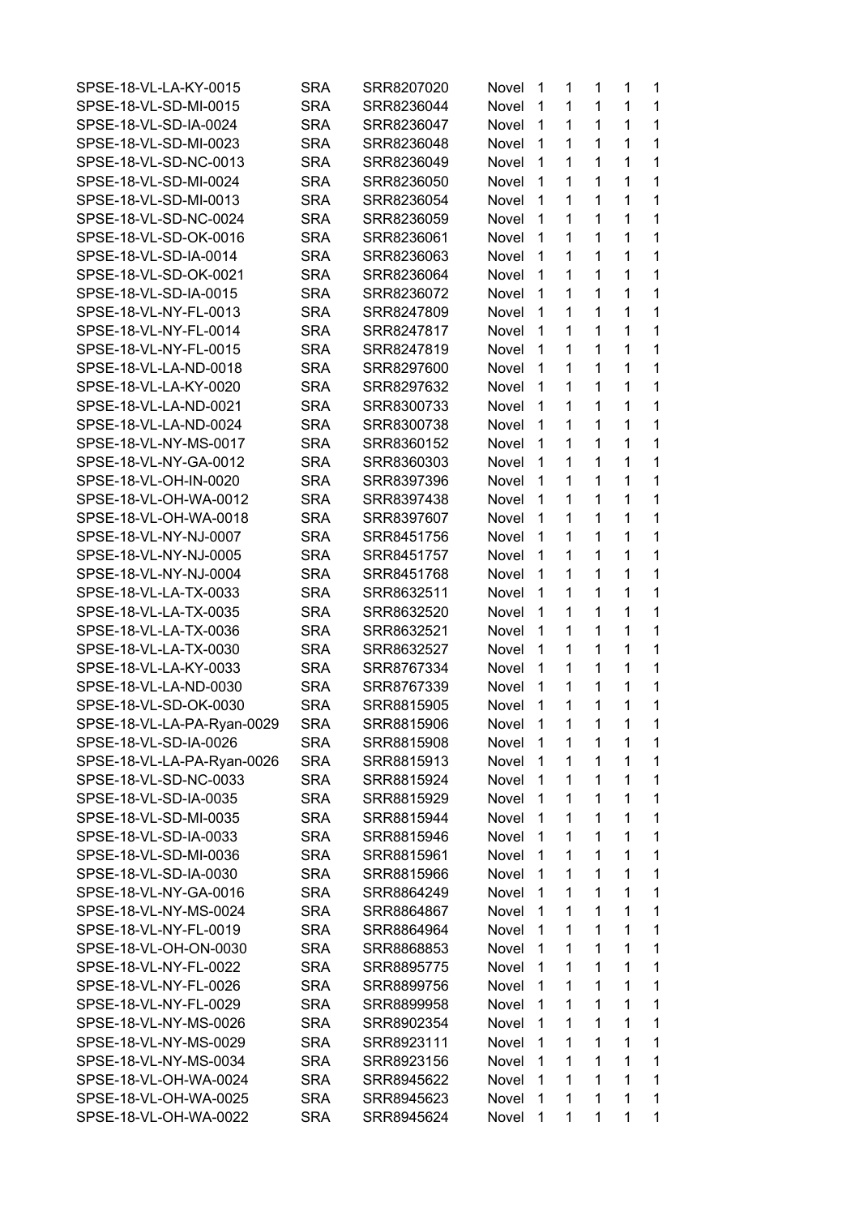| | | | | | | | | |
|---|---|---|---|---|---|---|---|---|
| SPSE-18-VL-LA-KY-0015 | SRA | SRR8207020 | Novel | 1 | 1 | 1 | 1 | 1 |
| SPSE-18-VL-SD-MI-0015 | SRA | SRR8236044 | Novel | 1 | 1 | 1 | 1 | 1 |
| SPSE-18-VL-SD-IA-0024 | SRA | SRR8236047 | Novel | 1 | 1 | 1 | 1 | 1 |
| SPSE-18-VL-SD-MI-0023 | SRA | SRR8236048 | Novel | 1 | 1 | 1 | 1 | 1 |
| SPSE-18-VL-SD-NC-0013 | SRA | SRR8236049 | Novel | 1 | 1 | 1 | 1 | 1 |
| SPSE-18-VL-SD-MI-0024 | SRA | SRR8236050 | Novel | 1 | 1 | 1 | 1 | 1 |
| SPSE-18-VL-SD-MI-0013 | SRA | SRR8236054 | Novel | 1 | 1 | 1 | 1 | 1 |
| SPSE-18-VL-SD-NC-0024 | SRA | SRR8236059 | Novel | 1 | 1 | 1 | 1 | 1 |
| SPSE-18-VL-SD-OK-0016 | SRA | SRR8236061 | Novel | 1 | 1 | 1 | 1 | 1 |
| SPSE-18-VL-SD-IA-0014 | SRA | SRR8236063 | Novel | 1 | 1 | 1 | 1 | 1 |
| SPSE-18-VL-SD-OK-0021 | SRA | SRR8236064 | Novel | 1 | 1 | 1 | 1 | 1 |
| SPSE-18-VL-SD-IA-0015 | SRA | SRR8236072 | Novel | 1 | 1 | 1 | 1 | 1 |
| SPSE-18-VL-NY-FL-0013 | SRA | SRR8247809 | Novel | 1 | 1 | 1 | 1 | 1 |
| SPSE-18-VL-NY-FL-0014 | SRA | SRR8247817 | Novel | 1 | 1 | 1 | 1 | 1 |
| SPSE-18-VL-NY-FL-0015 | SRA | SRR8247819 | Novel | 1 | 1 | 1 | 1 | 1 |
| SPSE-18-VL-LA-ND-0018 | SRA | SRR8297600 | Novel | 1 | 1 | 1 | 1 | 1 |
| SPSE-18-VL-LA-KY-0020 | SRA | SRR8297632 | Novel | 1 | 1 | 1 | 1 | 1 |
| SPSE-18-VL-LA-ND-0021 | SRA | SRR8300733 | Novel | 1 | 1 | 1 | 1 | 1 |
| SPSE-18-VL-LA-ND-0024 | SRA | SRR8300738 | Novel | 1 | 1 | 1 | 1 | 1 |
| SPSE-18-VL-NY-MS-0017 | SRA | SRR8360152 | Novel | 1 | 1 | 1 | 1 | 1 |
| SPSE-18-VL-NY-GA-0012 | SRA | SRR8360303 | Novel | 1 | 1 | 1 | 1 | 1 |
| SPSE-18-VL-OH-IN-0020 | SRA | SRR8397396 | Novel | 1 | 1 | 1 | 1 | 1 |
| SPSE-18-VL-OH-WA-0012 | SRA | SRR8397438 | Novel | 1 | 1 | 1 | 1 | 1 |
| SPSE-18-VL-OH-WA-0018 | SRA | SRR8397607 | Novel | 1 | 1 | 1 | 1 | 1 |
| SPSE-18-VL-NY-NJ-0007 | SRA | SRR8451756 | Novel | 1 | 1 | 1 | 1 | 1 |
| SPSE-18-VL-NY-NJ-0005 | SRA | SRR8451757 | Novel | 1 | 1 | 1 | 1 | 1 |
| SPSE-18-VL-NY-NJ-0004 | SRA | SRR8451768 | Novel | 1 | 1 | 1 | 1 | 1 |
| SPSE-18-VL-LA-TX-0033 | SRA | SRR8632511 | Novel | 1 | 1 | 1 | 1 | 1 |
| SPSE-18-VL-LA-TX-0035 | SRA | SRR8632520 | Novel | 1 | 1 | 1 | 1 | 1 |
| SPSE-18-VL-LA-TX-0036 | SRA | SRR8632521 | Novel | 1 | 1 | 1 | 1 | 1 |
| SPSE-18-VL-LA-TX-0030 | SRA | SRR8632527 | Novel | 1 | 1 | 1 | 1 | 1 |
| SPSE-18-VL-LA-KY-0033 | SRA | SRR8767334 | Novel | 1 | 1 | 1 | 1 | 1 |
| SPSE-18-VL-LA-ND-0030 | SRA | SRR8767339 | Novel | 1 | 1 | 1 | 1 | 1 |
| SPSE-18-VL-SD-OK-0030 | SRA | SRR8815905 | Novel | 1 | 1 | 1 | 1 | 1 |
| SPSE-18-VL-LA-PA-Ryan-0029 | SRA | SRR8815906 | Novel | 1 | 1 | 1 | 1 | 1 |
| SPSE-18-VL-SD-IA-0026 | SRA | SRR8815908 | Novel | 1 | 1 | 1 | 1 | 1 |
| SPSE-18-VL-LA-PA-Ryan-0026 | SRA | SRR8815913 | Novel | 1 | 1 | 1 | 1 | 1 |
| SPSE-18-VL-SD-NC-0033 | SRA | SRR8815924 | Novel | 1 | 1 | 1 | 1 | 1 |
| SPSE-18-VL-SD-IA-0035 | SRA | SRR8815929 | Novel | 1 | 1 | 1 | 1 | 1 |
| SPSE-18-VL-SD-MI-0035 | SRA | SRR8815944 | Novel | 1 | 1 | 1 | 1 | 1 |
| SPSE-18-VL-SD-IA-0033 | SRA | SRR8815946 | Novel | 1 | 1 | 1 | 1 | 1 |
| SPSE-18-VL-SD-MI-0036 | SRA | SRR8815961 | Novel | 1 | 1 | 1 | 1 | 1 |
| SPSE-18-VL-SD-IA-0030 | SRA | SRR8815966 | Novel | 1 | 1 | 1 | 1 | 1 |
| SPSE-18-VL-NY-GA-0016 | SRA | SRR8864249 | Novel | 1 | 1 | 1 | 1 | 1 |
| SPSE-18-VL-NY-MS-0024 | SRA | SRR8864867 | Novel | 1 | 1 | 1 | 1 | 1 |
| SPSE-18-VL-NY-FL-0019 | SRA | SRR8864964 | Novel | 1 | 1 | 1 | 1 | 1 |
| SPSE-18-VL-OH-ON-0030 | SRA | SRR8868853 | Novel | 1 | 1 | 1 | 1 | 1 |
| SPSE-18-VL-NY-FL-0022 | SRA | SRR8895775 | Novel | 1 | 1 | 1 | 1 | 1 |
| SPSE-18-VL-NY-FL-0026 | SRA | SRR8899756 | Novel | 1 | 1 | 1 | 1 | 1 |
| SPSE-18-VL-NY-FL-0029 | SRA | SRR8899958 | Novel | 1 | 1 | 1 | 1 | 1 |
| SPSE-18-VL-NY-MS-0026 | SRA | SRR8902354 | Novel | 1 | 1 | 1 | 1 | 1 |
| SPSE-18-VL-NY-MS-0029 | SRA | SRR8923111 | Novel | 1 | 1 | 1 | 1 | 1 |
| SPSE-18-VL-NY-MS-0034 | SRA | SRR8923156 | Novel | 1 | 1 | 1 | 1 | 1 |
| SPSE-18-VL-OH-WA-0024 | SRA | SRR8945622 | Novel | 1 | 1 | 1 | 1 | 1 |
| SPSE-18-VL-OH-WA-0025 | SRA | SRR8945623 | Novel | 1 | 1 | 1 | 1 | 1 |
| SPSE-18-VL-OH-WA-0022 | SRA | SRR8945624 | Novel | 1 | 1 | 1 | 1 | 1 |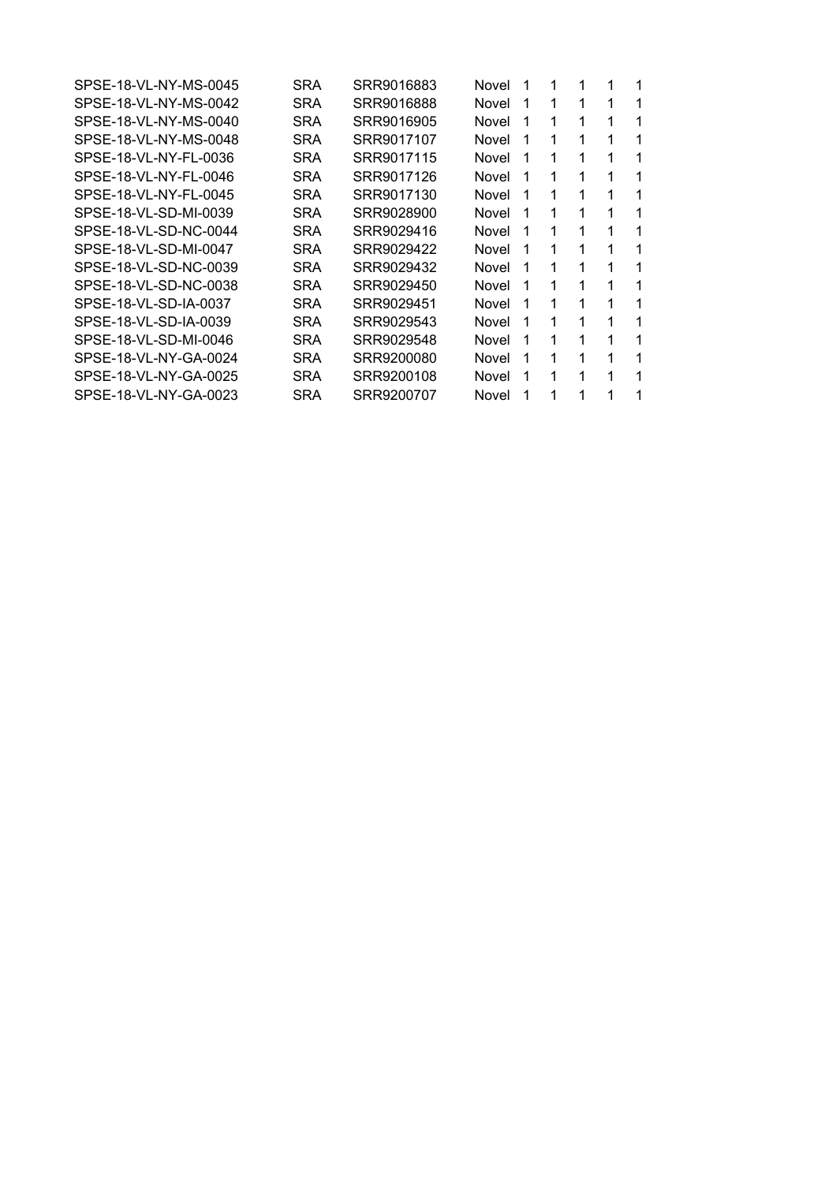| | | | | | | | | |
|---|---|---|---|---|---|---|---|---|
| SPSE-18-VL-NY-MS-0045 | SRA | SRR9016883 | Novel | 1 | 1 | 1 | 1 | 1 |
| SPSE-18-VL-NY-MS-0042 | SRA | SRR9016888 | Novel | 1 | 1 | 1 | 1 | 1 |
| SPSE-18-VL-NY-MS-0040 | SRA | SRR9016905 | Novel | 1 | 1 | 1 | 1 | 1 |
| SPSE-18-VL-NY-MS-0048 | SRA | SRR9017107 | Novel | 1 | 1 | 1 | 1 | 1 |
| SPSE-18-VL-NY-FL-0036 | SRA | SRR9017115 | Novel | 1 | 1 | 1 | 1 | 1 |
| SPSE-18-VL-NY-FL-0046 | SRA | SRR9017126 | Novel | 1 | 1 | 1 | 1 | 1 |
| SPSE-18-VL-NY-FL-0045 | SRA | SRR9017130 | Novel | 1 | 1 | 1 | 1 | 1 |
| SPSE-18-VL-SD-MI-0039 | SRA | SRR9028900 | Novel | 1 | 1 | 1 | 1 | 1 |
| SPSE-18-VL-SD-NC-0044 | SRA | SRR9029416 | Novel | 1 | 1 | 1 | 1 | 1 |
| SPSE-18-VL-SD-MI-0047 | SRA | SRR9029422 | Novel | 1 | 1 | 1 | 1 | 1 |
| SPSE-18-VL-SD-NC-0039 | SRA | SRR9029432 | Novel | 1 | 1 | 1 | 1 | 1 |
| SPSE-18-VL-SD-NC-0038 | SRA | SRR9029450 | Novel | 1 | 1 | 1 | 1 | 1 |
| SPSE-18-VL-SD-IA-0037 | SRA | SRR9029451 | Novel | 1 | 1 | 1 | 1 | 1 |
| SPSE-18-VL-SD-IA-0039 | SRA | SRR9029543 | Novel | 1 | 1 | 1 | 1 | 1 |
| SPSE-18-VL-SD-MI-0046 | SRA | SRR9029548 | Novel | 1 | 1 | 1 | 1 | 1 |
| SPSE-18-VL-NY-GA-0024 | SRA | SRR9200080 | Novel | 1 | 1 | 1 | 1 | 1 |
| SPSE-18-VL-NY-GA-0025 | SRA | SRR9200108 | Novel | 1 | 1 | 1 | 1 | 1 |
| SPSE-18-VL-NY-GA-0023 | SRA | SRR9200707 | Novel | 1 | 1 | 1 | 1 | 1 |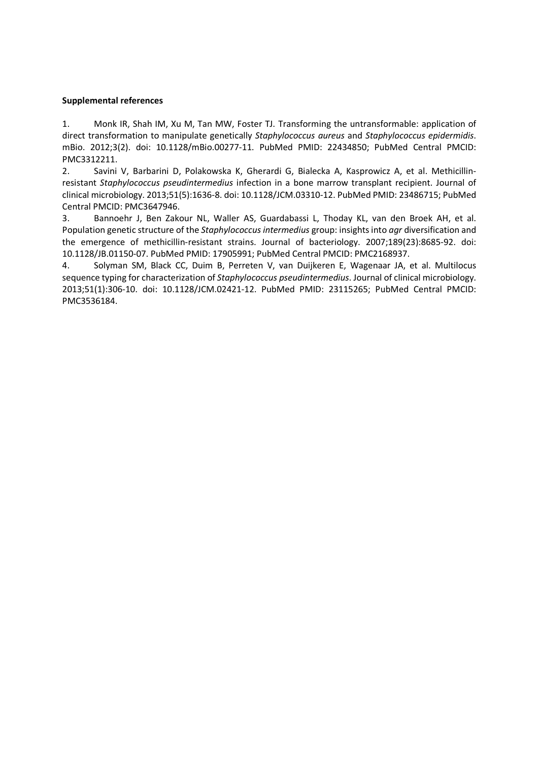**Supplemental references**

1. Monk IR, Shah IM, Xu M, Tan MW, Foster TJ. Transforming the untransformable: application of direct transformation to manipulate genetically *Staphylococcus aureus* and *Staphylococcus epidermidis*. mBio. 2012;3(2). doi: 10.1128/mBio.00277-11. PubMed PMID: 22434850; PubMed Central PMCID: PMC3312211.
2. Savini V, Barbarini D, Polakowska K, Gherardi G, Bialecka A, Kasprowicz A, et al. Methicillin-resistant *Staphylococcus pseudintermedius* infection in a bone marrow transplant recipient. Journal of clinical microbiology. 2013;51(5):1636-8. doi: 10.1128/JCM.03310-12. PubMed PMID: 23486715; PubMed Central PMCID: PMC3647946.
3. Bannoehr J, Ben Zakour NL, Waller AS, Guardabassi L, Thoday KL, van den Broek AH, et al. Population genetic structure of the *Staphylococcus intermedius* group: insights into *agr* diversification and the emergence of methicillin-resistant strains. Journal of bacteriology. 2007;189(23):8685-92. doi: 10.1128/JB.01150-07. PubMed PMID: 17905991; PubMed Central PMCID: PMC2168937.
4. Solyman SM, Black CC, Duim B, Perreten V, van Duijkeren E, Wagenaar JA, et al. Multilocus sequence typing for characterization of *Staphylococcus pseudintermedius*. Journal of clinical microbiology. 2013;51(1):306-10. doi: 10.1128/JCM.02421-12. PubMed PMID: 23115265; PubMed Central PMCID: PMC3536184.